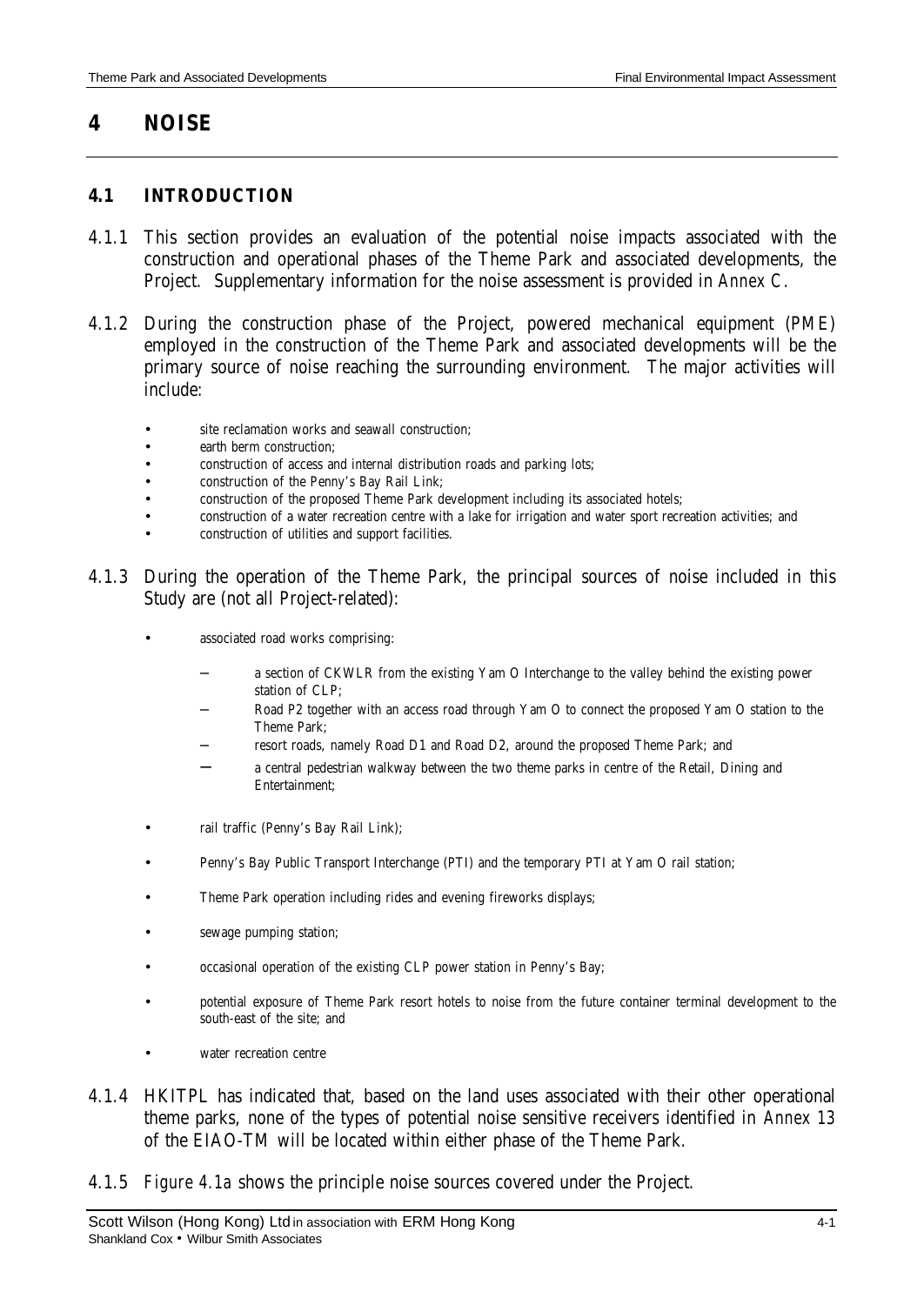# 4 NOISE

## 4.1 INTRODUCTION

4.1.1 This section provides an evaluation of the potential noise impacts associated with the construction and operational phases of the Theme Park and associated developments, the Project. Supplementary information for the noise assessment is provided in *Annex C*.

4.1.2 During the construction phase of the Project, powered mechanical equipment (PME) employed in the construction of the Theme Park and associated developments will be the primary source of noise reaching the surrounding environment. The major activities will include:

- site reclamation works and seawall construction;
- earth berm construction;
- construction of access and internal distribution roads and parking lots;
- construction of the Penny's Bay Rail Link;
- construction of the proposed Theme Park development including its associated hotels;
- construction of a water recreation centre with a lake for irrigation and water sport recreation activities; and
- construction of utilities and support facilities.

4.1.3 During the operation of the Theme Park, the principal sources of noise included in this Study are (not all Project-related):

- associated road works comprising:
  - a section of CKWLR from the existing Yam O Interchange to the valley behind the existing power station of CLP;
  - Road P2 together with an access road through Yam O to connect the proposed Yam O station to the Theme Park;
  - resort roads, namely Road D1 and Road D2, around the proposed Theme Park; and
  - a central pedestrian walkway between the two theme parks in centre of the Retail, Dining and Entertainment;
- rail traffic (Penny's Bay Rail Link);
- Penny's Bay Public Transport Interchange (PTI) and the temporary PTI at Yam O rail station;
- Theme Park operation including rides and evening fireworks displays;
- sewage pumping station;
- occasional operation of the existing CLP power station in Penny's Bay;
- potential exposure of Theme Park resort hotels to noise from the future container terminal development to the south-east of the site; and
- water recreation centre

4.1.4 HKITPL has indicated that, based on the land uses associated with their other operational theme parks, none of the types of potential noise sensitive receivers identified in *Annex 13* of the EIAO-TM will be located within either phase of the Theme Park.

4.1.5 *Figure 4.1a* shows the principle noise sources covered under the Project.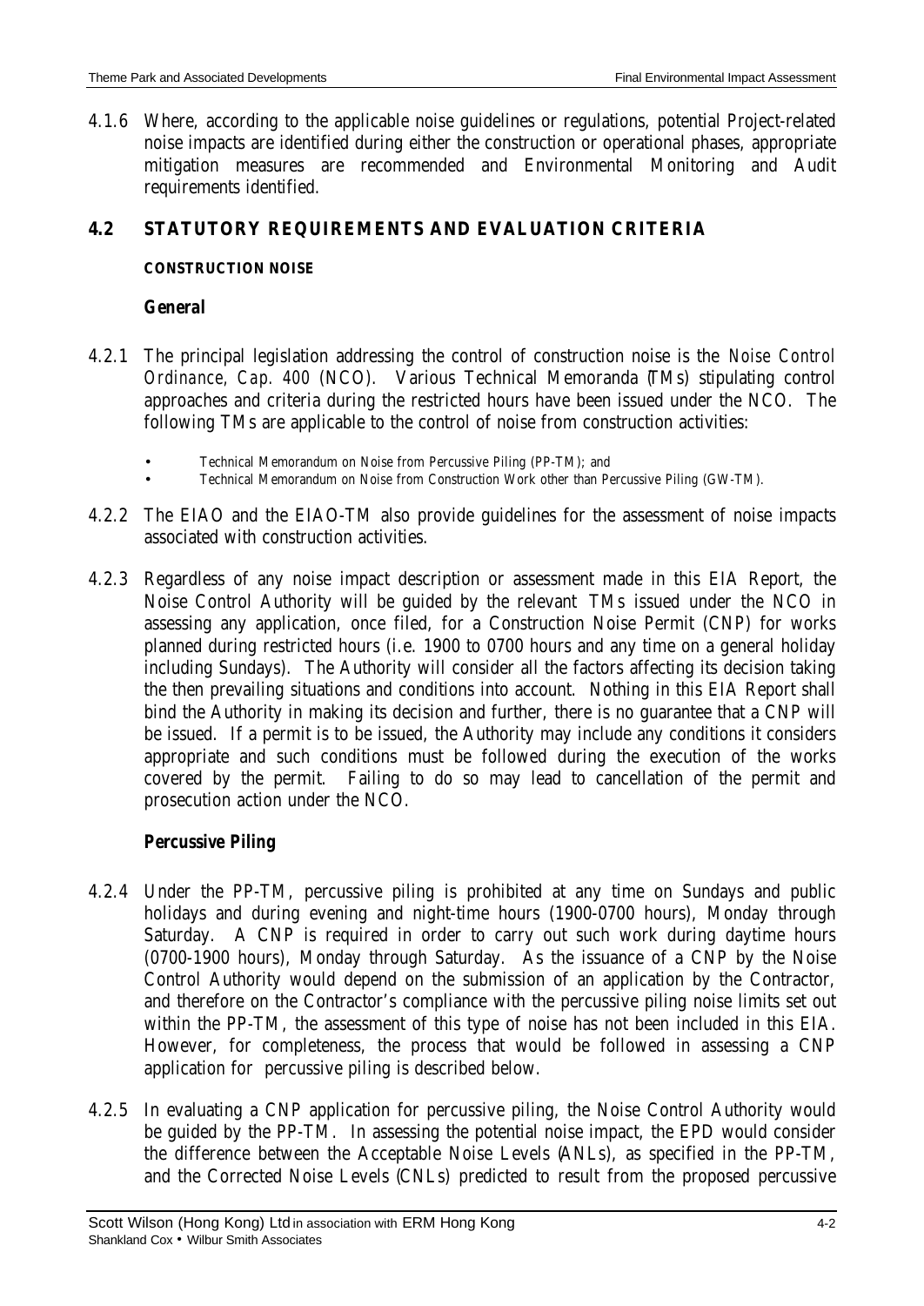4.1.6 Where, according to the applicable noise guidelines or regulations, potential Project-related noise impacts are identified during either the construction or operational phases, appropriate mitigation measures are recommended and Environmental Monitoring and Audit requirements identified.

## 4.2 STATUTORY REQUIREMENTS AND EVALUATION CRITERIA

**CONSTRUCTION NOISE**

***General***

4.2.1 The principal legislation addressing the control of construction noise is the *Noise Control Ordinance, Cap. 400* (NCO). Various Technical Memoranda (TMs) stipulating control approaches and criteria during the restricted hours have been issued under the NCO. The following TMs are applicable to the control of noise from construction activities:

- Technical Memorandum on Noise from Percussive Piling (PP-TM); and
- Technical Memorandum on Noise from Construction Work other than Percussive Piling (GW-TM).

4.2.2 The EIAO and the EIAO-TM also provide guidelines for the assessment of noise impacts associated with construction activities.

4.2.3 Regardless of any noise impact description or assessment made in this EIA Report, the Noise Control Authority will be guided by the relevant TMs issued under the NCO in assessing any application, once filed, for a Construction Noise Permit (CNP) for works planned during restricted hours (i.e. 1900 to 0700 hours and any time on a general holiday including Sundays). The Authority will consider all the factors affecting its decision taking the then prevailing situations and conditions into account. Nothing in this EIA Report shall bind the Authority in making its decision and further, there is no guarantee that a CNP will be issued. If a permit is to be issued, the Authority may include any conditions it considers appropriate and such conditions must be followed during the execution of the works covered by the permit. Failing to do so may lead to cancellation of the permit and prosecution action under the NCO.

***Percussive Piling***

4.2.4 Under the PP-TM, percussive piling is prohibited at any time on Sundays and public holidays and during evening and night-time hours (1900-0700 hours), Monday through Saturday. A CNP is required in order to carry out such work during daytime hours (0700-1900 hours), Monday through Saturday. As the issuance of a CNP by the Noise Control Authority would depend on the submission of an application by the Contractor, and therefore on the Contractor's compliance with the percussive piling noise limits set out within the PP-TM, the assessment of this type of noise has not been included in this EIA. However, for completeness, the process that would be followed in assessing a CNP application for percussive piling is described below.

4.2.5 In evaluating a CNP application for percussive piling, the Noise Control Authority would be guided by the PP-TM. In assessing the potential noise impact, the EPD would consider the difference between the Acceptable Noise Levels (ANLs), as specified in the PP-TM, and the Corrected Noise Levels (CNLs) predicted to result from the proposed percussive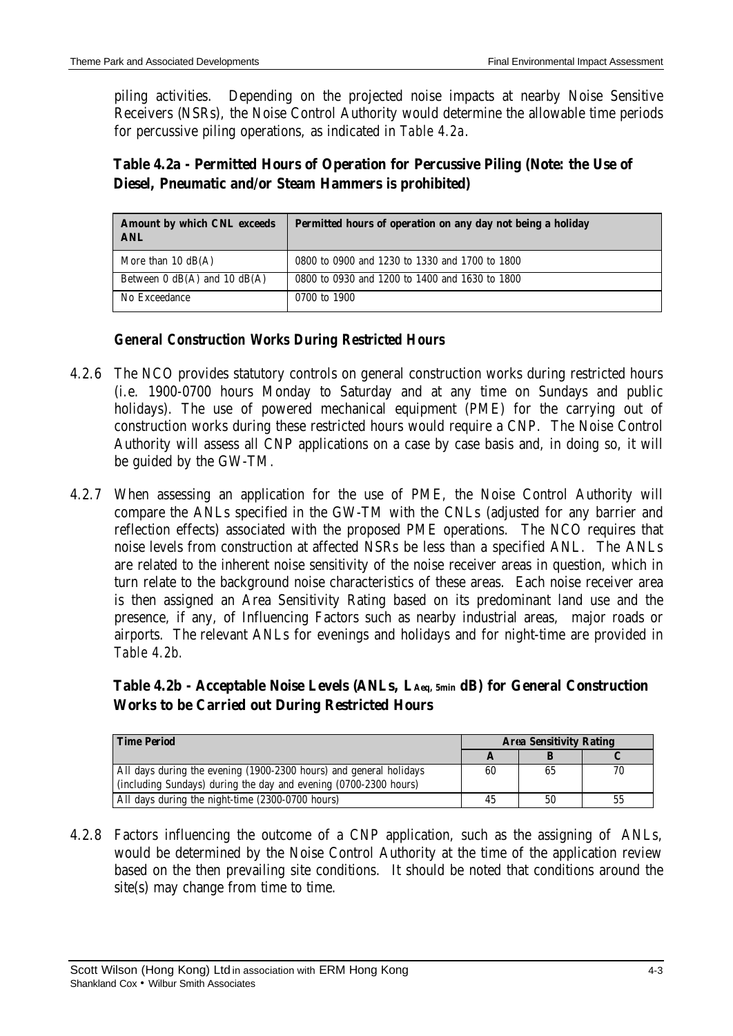piling activities. Depending on the projected noise impacts at nearby Noise Sensitive Receivers (NSRs), the Noise Control Authority would determine the allowable time periods for percussive piling operations, as indicated in *Table 4.2a*.

**Table 4.2a - Permitted Hours of Operation for Percussive Piling (Note: the Use of Diesel, Pneumatic and/or Steam Hammers is prohibited)**

| Amount by which CNL exceeds ANL | Permitted hours of operation on any day not being a holiday |
|---|---|
| More than 10 dB(A) | 0800 to 0900 and 1230 to 1330 and 1700 to 1800 |
| Between 0 dB(A) and 10 dB(A) | 0800 to 0930 and 1200 to 1400 and 1630 to 1800 |
| No Exceedance | 0700 to 1900 |

### *General Construction Works During Restricted Hours*

4.2.6 The NCO provides statutory controls on general construction works during restricted hours (i.e. 1900-0700 hours Monday to Saturday and at any time on Sundays and public holidays). The use of powered mechanical equipment (PME) for the carrying out of construction works during these restricted hours would require a CNP. The Noise Control Authority will assess all CNP applications on a case by case basis and, in doing so, it will be guided by the GW-TM.

4.2.7 When assessing an application for the use of PME, the Noise Control Authority will compare the ANLs specified in the GW-TM with the CNLs (adjusted for any barrier and reflection effects) associated with the proposed PME operations. The NCO requires that noise levels from construction at affected NSRs be less than a specified ANL. The ANLs are related to the inherent noise sensitivity of the noise receiver areas in question, which in turn relate to the background noise characteristics of these areas. Each noise receiver area is then assigned an Area Sensitivity Rating based on its predominant land use and the presence, if any, of Influencing Factors such as nearby industrial areas, major roads or airports. The relevant ANLs for evenings and holidays and for night-time are provided in *Table 4.2b*.

**Table 4.2b - Acceptable Noise Levels (ANLs, $L_{Aeq,\ 5min}$ dB) for General Construction Works to be Carried out During Restricted Hours**

| Time Period | Area Sensitivity Rating | | |
|---|---|---|---|
| | A | B | C |
| All days during the evening (1900-2300 hours) and general holidays (including Sundays) during the day and evening (0700-2300 hours) | 60 | 65 | 70 |
| All days during the night-time (2300-0700 hours) | 45 | 50 | 55 |

4.2.8 Factors influencing the outcome of a CNP application, such as the assigning of ANLs, would be determined by the Noise Control Authority at the time of the application review based on the then prevailing site conditions. It should be noted that conditions around the site(s) may change from time to time.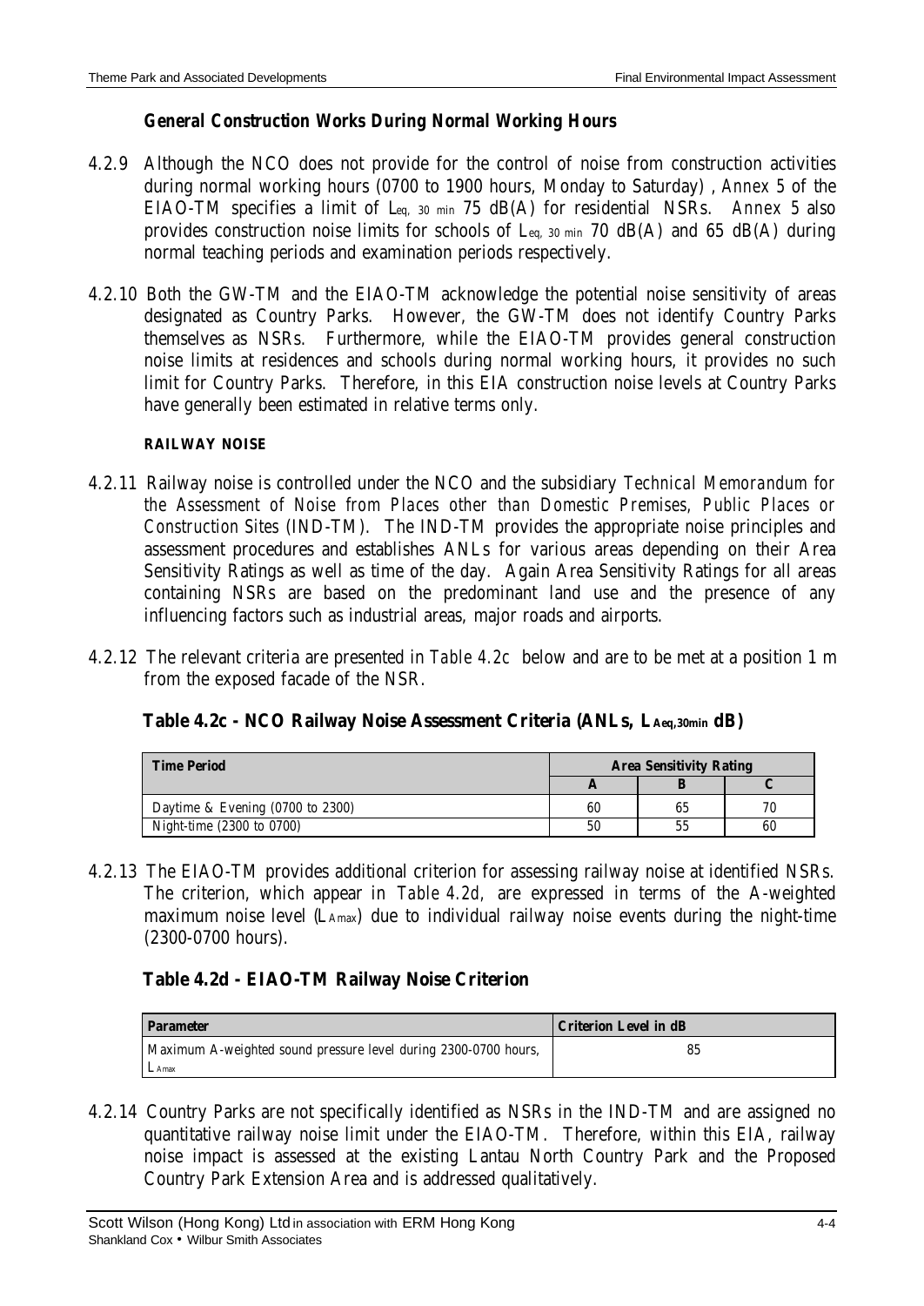### General Construction Works During Normal Working Hours

4.2.9 Although the NCO does not provide for the control of noise from construction activities during normal working hours (0700 to 1900 hours, Monday to Saturday) , *Annex* 5 of the EIAO-TM specifies a limit of $L_{eq,\ 30\ min}$ 75 dB(A) for residential NSRs. *Annex* 5 also provides construction noise limits for schools of $L_{eq,\ 30\ min}$ 70 dB(A) and 65 dB(A) during normal teaching periods and examination periods respectively.

4.2.10 Both the GW-TM and the EIAO-TM acknowledge the potential noise sensitivity of areas designated as Country Parks. However, the GW-TM does not identify Country Parks themselves as NSRs. Furthermore, while the EIAO-TM provides general construction noise limits at residences and schools during normal working hours, it provides no such limit for Country Parks. Therefore, in this EIA construction noise levels at Country Parks have generally been estimated in relative terms only.

#### RAILWAY NOISE

4.2.11 Railway noise is controlled under the NCO and the subsidiary *Technical Memorandum for the Assessment of Noise from Places other than Domestic Premises, Public Places or Construction Sites* (IND-TM). The IND-TM provides the appropriate noise principles and assessment procedures and establishes ANLs for various areas depending on their Area Sensitivity Ratings as well as time of the day. Again Area Sensitivity Ratings for all areas containing NSRs are based on the predominant land use and the presence of any influencing factors such as industrial areas, major roads and airports.

4.2.12 The relevant criteria are presented in *Table 4.2c* below and are to be met at a position 1 m from the exposed facade of the NSR.

**Table 4.2c - NCO Railway Noise Assessment Criteria (ANLs, $L_{Aeq,30min}$ dB)**

| Time Period | Area Sensitivity Rating | | |
|---|---|---|---|
| | A | B | C |
| Daytime & Evening (0700 to 2300) | 60 | 65 | 70 |
| Night-time (2300 to 0700) | 50 | 55 | 60 |

4.2.13 The EIAO-TM provides additional criterion for assessing railway noise at identified NSRs. The criterion, which appear in *Table 4.2d,* are expressed in terms of the A-weighted maximum noise level ($L_{Amax}$) due to individual railway noise events during the night-time (2300-0700 hours).

**Table 4.2d - EIAO-TM Railway Noise Criterion**

| Parameter | Criterion Level in dB |
|---|---|
| Maximum A-weighted sound pressure level during 2300-0700 hours, $L_{Amax}$ | 85 |

4.2.14 Country Parks are not specifically identified as NSRs in the IND-TM and are assigned no quantitative railway noise limit under the EIAO-TM. Therefore, within this EIA, railway noise impact is assessed at the existing Lantau North Country Park and the Proposed Country Park Extension Area and is addressed qualitatively.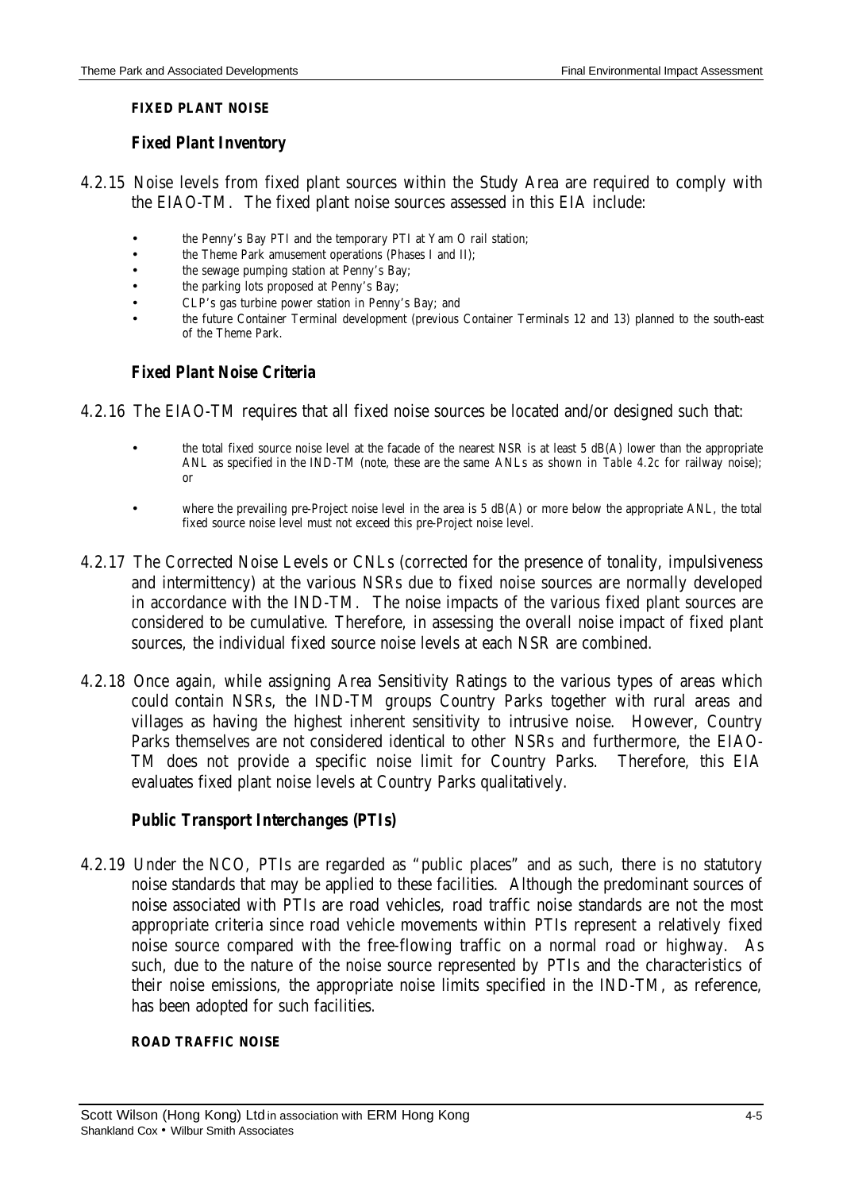#### FIXED PLANT NOISE

### *Fixed Plant Inventory*

4.2.15 Noise levels from fixed plant sources within the Study Area are required to comply with the EIAO-TM. The fixed plant noise sources assessed in this EIA include:

- the Penny's Bay PTI and the temporary PTI at Yam O rail station;
- the Theme Park amusement operations (Phases I and II);
- the sewage pumping station at Penny's Bay;
- the parking lots proposed at Penny's Bay;
- CLP's gas turbine power station in Penny's Bay; and
- the future Container Terminal development (previous Container Terminals 12 and 13) planned to the south-east of the Theme Park.

### *Fixed Plant Noise Criteria*

4.2.16 The EIAO-TM requires that all fixed noise sources be located and/or designed such that:

- the total fixed source noise level at the facade of the nearest NSR is at least 5 dB(A) lower than the appropriate ANL as specified in the IND-TM (note, these are the same ANLs as shown in *Table 4.2c* for railway noise); or
- where the prevailing pre-Project noise level in the area is 5 dB(A) or more below the appropriate ANL, the total fixed source noise level must not exceed this pre-Project noise level.

4.2.17 The Corrected Noise Levels or CNLs (corrected for the presence of tonality, impulsiveness and intermittency) at the various NSRs due to fixed noise sources are normally developed in accordance with the IND-TM. The noise impacts of the various fixed plant sources are considered to be cumulative. Therefore, in assessing the overall noise impact of fixed plant sources, the individual fixed source noise levels at each NSR are combined.

4.2.18 Once again, while assigning Area Sensitivity Ratings to the various types of areas which could contain NSRs, the IND-TM groups Country Parks together with rural areas and villages as having the highest inherent sensitivity to intrusive noise. However, Country Parks themselves are not considered identical to other NSRs and furthermore, the EIAO-TM does not provide a specific noise limit for Country Parks. Therefore, this EIA evaluates fixed plant noise levels at Country Parks qualitatively.

### *Public Transport Interchanges (PTIs)*

4.2.19 Under the NCO, PTIs are regarded as "public places" and as such, there is no statutory noise standards that may be applied to these facilities. Although the predominant sources of noise associated with PTIs are road vehicles, road traffic noise standards are not the most appropriate criteria since road vehicle movements within PTIs represent a relatively fixed noise source compared with the free-flowing traffic on a normal road or highway. As such, due to the nature of the noise source represented by PTIs and the characteristics of their noise emissions, the appropriate noise limits specified in the IND-TM, as reference, has been adopted for such facilities.

#### ROAD TRAFFIC NOISE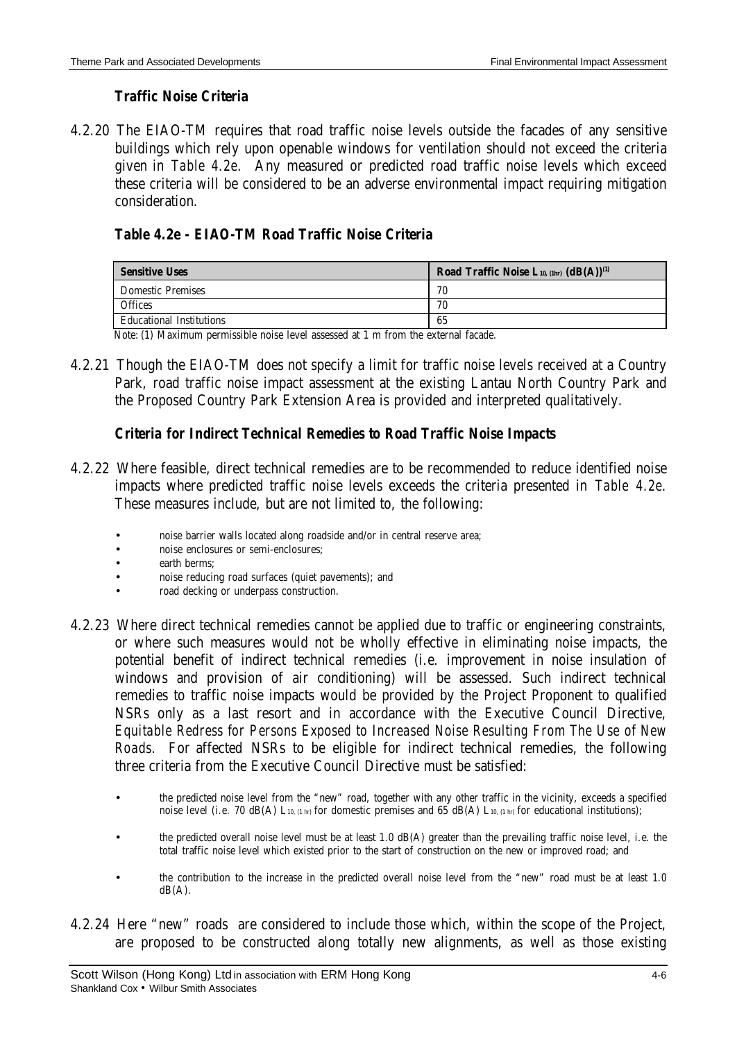**Traffic Noise Criteria**

4.2.20 The EIAO-TM requires that road traffic noise levels outside the facades of any sensitive buildings which rely upon openable windows for ventilation should not exceed the criteria given in *Table 4.2e*. Any measured or predicted road traffic noise levels which exceed these criteria will be considered to be an adverse environmental impact requiring mitigation consideration.

**Table 4.2e - EIAO-TM Road Traffic Noise Criteria**

| Sensitive Uses | Road Traffic Noise $L_{10, (1hr)}$ (dB(A))[(1)] |
|---|---|
| Domestic Premises | 70 |
| Offices | 70 |
| Educational Institutions | 65 |

Note: (1) Maximum permissible noise level assessed at 1 m from the external facade.

4.2.21 Though the EIAO-TM does not specify a limit for traffic noise levels received at a Country Park, road traffic noise impact assessment at the existing Lantau North Country Park and the Proposed Country Park Extension Area is provided and interpreted qualitatively.

**Criteria for Indirect Technical Remedies to Road Traffic Noise Impacts**

4.2.22 Where feasible, direct technical remedies are to be recommended to reduce identified noise impacts where predicted traffic noise levels exceeds the criteria presented in *Table 4.2e*. These measures include, but are not limited to, the following:

- noise barrier walls located along roadside and/or in central reserve area;
- noise enclosures or semi-enclosures;
- earth berms;
- noise reducing road surfaces (quiet pavements); and
- road decking or underpass construction.

4.2.23 Where direct technical remedies cannot be applied due to traffic or engineering constraints, or where such measures would not be wholly effective in eliminating noise impacts, the potential benefit of indirect technical remedies (i.e. improvement in noise insulation of windows and provision of air conditioning) will be assessed. Such indirect technical remedies to traffic noise impacts would be provided by the Project Proponent to qualified NSRs only as a last resort and in accordance with the Executive Council Directive, *Equitable Redress for Persons Exposed to Increased Noise Resulting From The Use of New Roads*. For affected NSRs to be eligible for indirect technical remedies, the following three criteria from the Executive Council Directive must be satisfied:

- the predicted noise level from the "new" road, together with any other traffic in the vicinity, exceeds a specified noise level (i.e. 70 dB(A) $L_{10, (1 hr)}$ for domestic premises and 65 dB(A) $L_{10, (1 hr)}$ for educational institutions);
- the predicted overall noise level must be at least 1.0 dB(A) greater than the prevailing traffic noise level, i.e. the total traffic noise level which existed prior to the start of construction on the new or improved road; and
- the contribution to the increase in the predicted overall noise level from the "new" road must be at least 1.0 dB(A).

4.2.24 Here "new" roads are considered to include those which, within the scope of the Project, are proposed to be constructed along totally new alignments, as well as those existing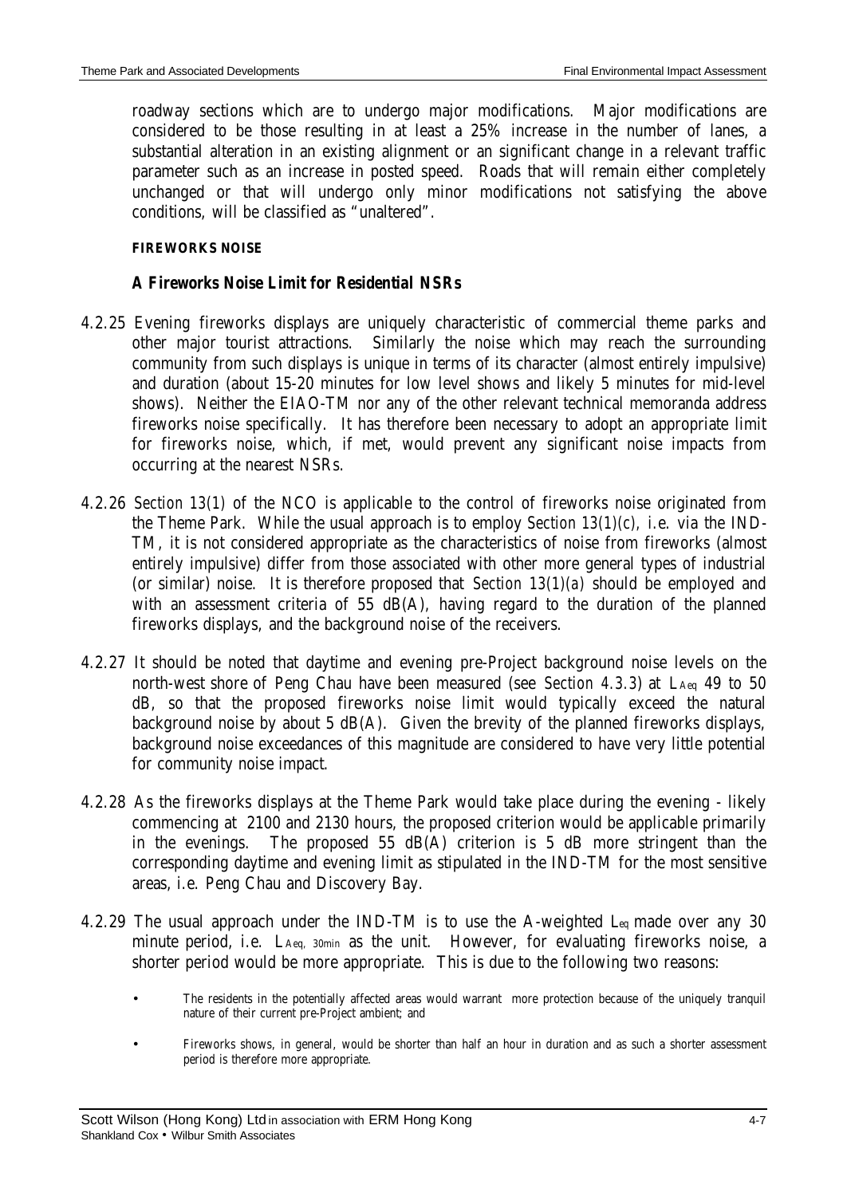roadway sections which are to undergo major modifications. Major modifications are considered to be those resulting in at least a 25% increase in the number of lanes, a substantial alteration in an existing alignment or an significant change in a relevant traffic parameter such as an increase in posted speed. Roads that will remain either completely unchanged or that will undergo only minor modifications not satisfying the above conditions, will be classified as "unaltered".

**FIREWORKS NOISE**

***A Fireworks Noise Limit for Residential NSRs***

4.2.25 Evening fireworks displays are uniquely characteristic of commercial theme parks and other major tourist attractions. Similarly the noise which may reach the surrounding community from such displays is unique in terms of its character (almost entirely impulsive) and duration (about 15-20 minutes for low level shows and likely 5 minutes for mid-level shows). Neither the EIAO-TM nor any of the other relevant technical memoranda address fireworks noise specifically. It has therefore been necessary to adopt an appropriate limit for fireworks noise, which, if met, would prevent any significant noise impacts from occurring at the nearest NSRs.

4.2.26 *Section 13(1)* of the NCO is applicable to the control of fireworks noise originated from the Theme Park. While the usual approach is to employ *Section 13(1)(c)*, i.e. via the IND-TM, it is not considered appropriate as the characteristics of noise from fireworks (almost entirely impulsive) differ from those associated with other more general types of industrial (or similar) noise. It is therefore proposed that *Section 13(1)(a)* should be employed and with an assessment criteria of 55 dB(A), having regard to the duration of the planned fireworks displays, and the background noise of the receivers.

4.2.27 It should be noted that daytime and evening pre-Project background noise levels on the north-west shore of Peng Chau have been measured (see *Section 4.3.3*) at $L_{Aeq}$ 49 to 50 dB, so that the proposed fireworks noise limit would typically exceed the natural background noise by about 5 dB(A). Given the brevity of the planned fireworks displays, background noise exceedances of this magnitude are considered to have very little potential for community noise impact.

4.2.28 As the fireworks displays at the Theme Park would take place during the evening - likely commencing at 2100 and 2130 hours, the proposed criterion would be applicable primarily in the evenings. The proposed 55 dB(A) criterion is 5 dB more stringent than the corresponding daytime and evening limit as stipulated in the IND-TM for the most sensitive areas, i.e. Peng Chau and Discovery Bay.

4.2.29 The usual approach under the IND-TM is to use the A-weighted $L_{eq}$ made over any 30 minute period, i.e. $L_{Aeq,\ 30min}$ as the unit. However, for evaluating fireworks noise, a shorter period would be more appropriate. This is due to the following two reasons:

- The residents in the potentially affected areas would warrant more protection because of the uniquely tranquil nature of their current pre-Project ambient; and
- Fireworks shows, in general, would be shorter than half an hour in duration and as such a shorter assessment period is therefore more appropriate.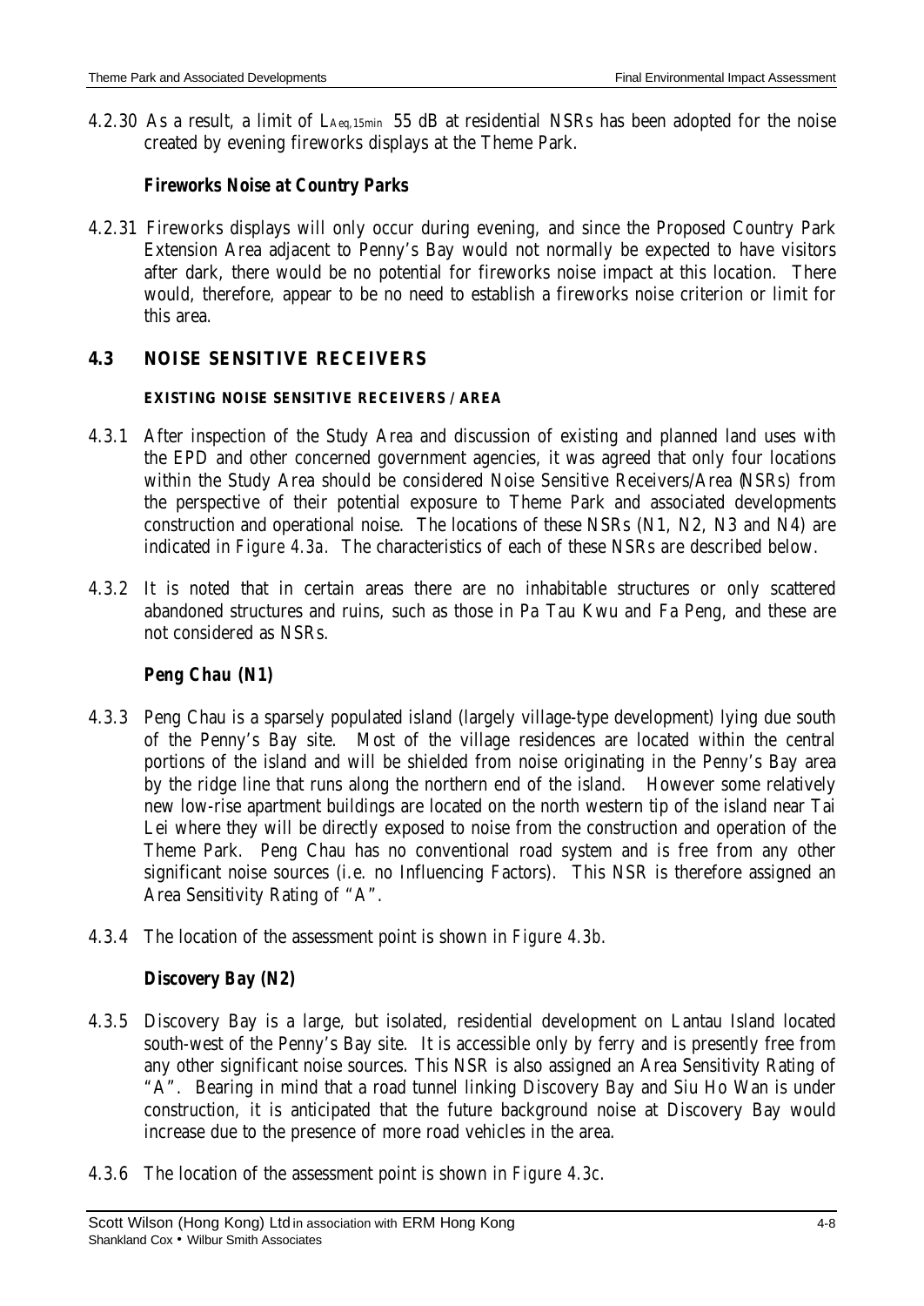4.2.30 As a result, a limit of $L_{Aeq,15min}$ 55 dB at residential NSRs has been adopted for the noise created by evening fireworks displays at the Theme Park.

***Fireworks Noise at Country Parks***

4.2.31 Fireworks displays will only occur during evening, and since the Proposed Country Park Extension Area adjacent to Penny's Bay would not normally be expected to have visitors after dark, there would be no potential for fireworks noise impact at this location. There would, therefore, appear to be no need to establish a fireworks noise criterion or limit for this area.

## 4.3 NOISE SENSITIVE RECEIVERS

### EXISTING NOISE SENSITIVE RECEIVERS / AREA

4.3.1 After inspection of the Study Area and discussion of existing and planned land uses with the EPD and other concerned government agencies, it was agreed that only four locations within the Study Area should be considered Noise Sensitive Receivers/Area (NSRs) from the perspective of their potential exposure to Theme Park and associated developments construction and operational noise. The locations of these NSRs (N1, N2, N3 and N4) are indicated in *Figure 4.3a*. The characteristics of each of these NSRs are described below.

4.3.2 It is noted that in certain areas there are no inhabitable structures or only scattered abandoned structures and ruins, such as those in Pa Tau Kwu and Fa Peng, and these are not considered as NSRs.

***Peng Chau (N1)***

4.3.3 Peng Chau is a sparsely populated island (largely village-type development) lying due south of the Penny's Bay site. Most of the village residences are located within the central portions of the island and will be shielded from noise originating in the Penny's Bay area by the ridge line that runs along the northern end of the island. However some relatively new low-rise apartment buildings are located on the north western tip of the island near Tai Lei where they will be directly exposed to noise from the construction and operation of the Theme Park. Peng Chau has no conventional road system and is free from any other significant noise sources (i.e. no Influencing Factors). This NSR is therefore assigned an Area Sensitivity Rating of "A".

4.3.4 The location of the assessment point is shown in *Figure 4.3b*.

***Discovery Bay (N2)***

4.3.5 Discovery Bay is a large, but isolated, residential development on Lantau Island located south-west of the Penny's Bay site. It is accessible only by ferry and is presently free from any other significant noise sources. This NSR is also assigned an Area Sensitivity Rating of "A". Bearing in mind that a road tunnel linking Discovery Bay and Siu Ho Wan is under construction, it is anticipated that the future background noise at Discovery Bay would increase due to the presence of more road vehicles in the area.

4.3.6 The location of the assessment point is shown in *Figure 4.3c*.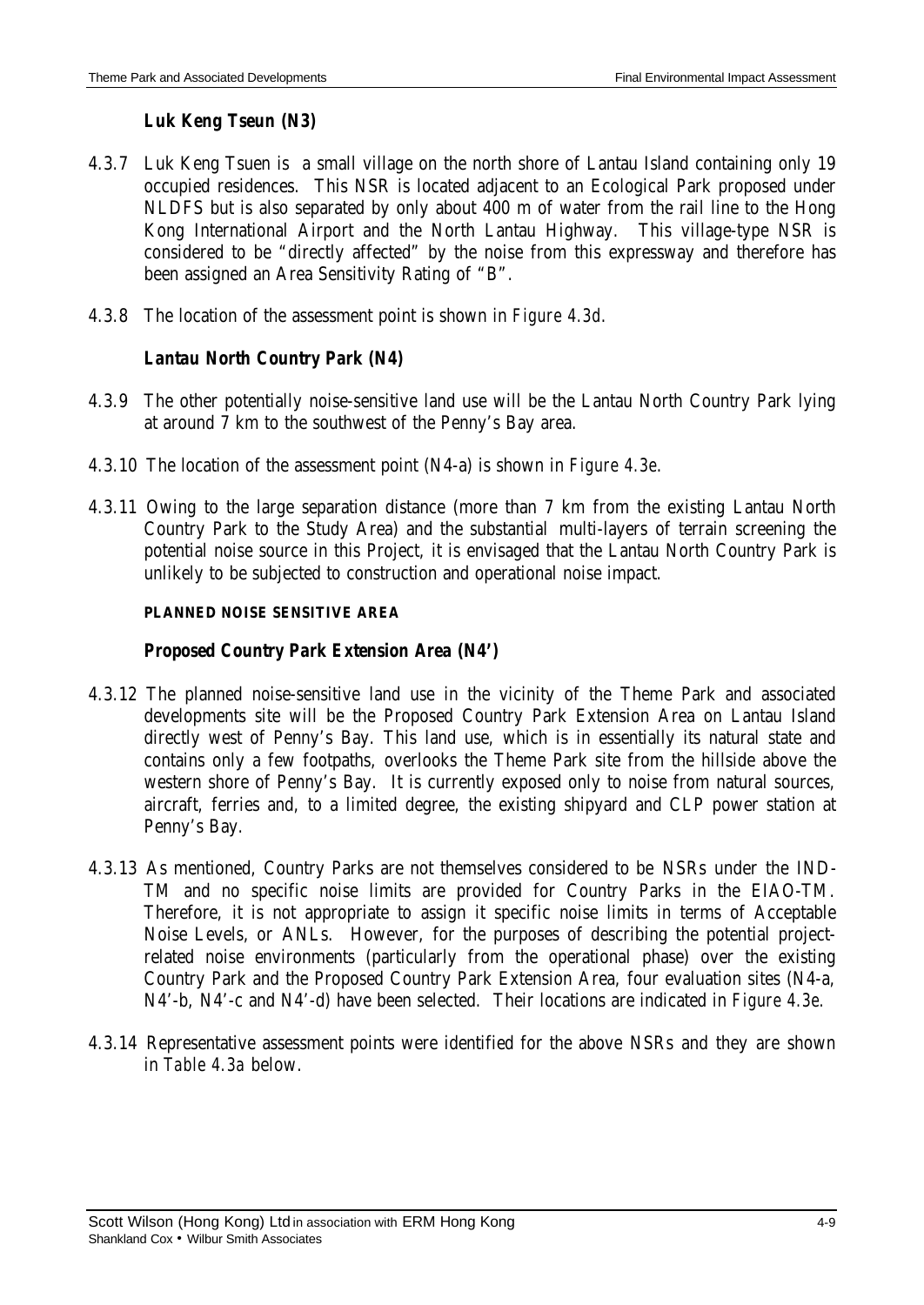### *Luk Keng Tseun (N3)*

4.3.7 Luk Keng Tsuen is a small village on the north shore of Lantau Island containing only 19 occupied residences. This NSR is located adjacent to an Ecological Park proposed under NLDFS but is also separated by only about 400 m of water from the rail line to the Hong Kong International Airport and the North Lantau Highway. This village-type NSR is considered to be "directly affected" by the noise from this expressway and therefore has been assigned an Area Sensitivity Rating of "B".

4.3.8 The location of the assessment point is shown in *Figure 4.3d*.

### *Lantau North Country Park (N4)*

4.3.9 The other potentially noise-sensitive land use will be the Lantau North Country Park lying at around 7 km to the southwest of the Penny's Bay area.

4.3.10 The location of the assessment point (N4-a) is shown in *Figure 4.3e*.

4.3.11 Owing to the large separation distance (more than 7 km from the existing Lantau North Country Park to the Study Area) and the substantial multi-layers of terrain screening the potential noise source in this Project, it is envisaged that the Lantau North Country Park is unlikely to be subjected to construction and operational noise impact.

#### PLANNED NOISE SENSITIVE AREA

### *Proposed Country Park Extension Area (N4')*

4.3.12 The planned noise-sensitive land use in the vicinity of the Theme Park and associated developments site will be the Proposed Country Park Extension Area on Lantau Island directly west of Penny's Bay. This land use, which is in essentially its natural state and contains only a few footpaths, overlooks the Theme Park site from the hillside above the western shore of Penny's Bay. It is currently exposed only to noise from natural sources, aircraft, ferries and, to a limited degree, the existing shipyard and CLP power station at Penny's Bay.

4.3.13 As mentioned, Country Parks are not themselves considered to be NSRs under the IND-TM and no specific noise limits are provided for Country Parks in the EIAO-TM. Therefore, it is not appropriate to assign it specific noise limits in terms of Acceptable Noise Levels, or ANLs. However, for the purposes of describing the potential project-related noise environments (particularly from the operational phase) over the existing Country Park and the Proposed Country Park Extension Area, four evaluation sites (N4-a, N4'-b, N4'-c and N4'-d) have been selected. Their locations are indicated in *Figure 4.3e.*

4.3.14 Representative assessment points were identified for the above NSRs and they are shown in *Table 4.3a* below.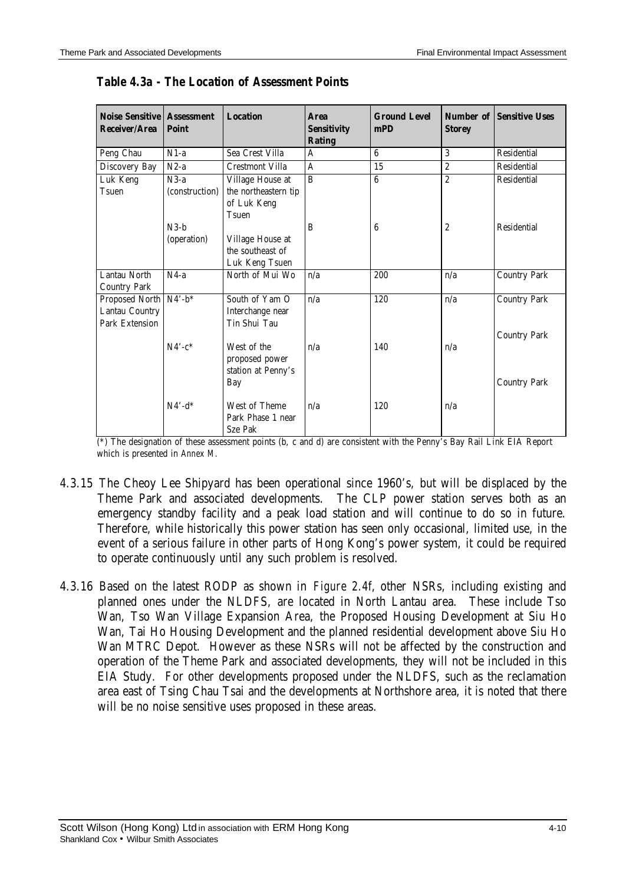**Table 4.3a - The Location of Assessment Points**

| Noise Sensitive Receiver/Area | Assessment Point | Location | Area Sensitivity Rating | Ground Level mPD | Number of Storey | Sensitive Uses |
|---|---|---|---|---|---|---|
| Peng Chau | N1-a | Sea Crest Villa | A | 6 | 3 | Residential |
| Discovery Bay | N2-a | Crestmont Villa | A | 15 | 2 | Residential |
| Luk Keng Tsuen | N3-a (construction) | Village House at the northeastern tip of Luk Keng Tsuen | B | 6 | 2 | Residential |
| | N3-b (operation) | Village House at the southeast of Luk Keng Tsuen | B | 6 | 2 | Residential |
| Lantau North Country Park | N4-a | North of Mui Wo | n/a | 200 | n/a | Country Park |
| Proposed North Lantau Country Park Extension | N4'-b* | South of Yam O Interchange near Tin Shui Tau | n/a | 120 | n/a | Country Park |
| | N4'-c* | West of the proposed power station at Penny's Bay | n/a | 140 | n/a | Country Park |
| | N4'-d* | West of Theme Park Phase 1 near Sze Pak | n/a | 120 | n/a | Country Park |

(*) The designation of these assessment points (b, c and d) are consistent with the Penny's Bay Rail Link EIA Report which is presented in *Annex M*.

4.3.15 The Cheoy Lee Shipyard has been operational since 1960's, but will be displaced by the Theme Park and associated developments. The CLP power station serves both as an emergency standby facility and a peak load station and will continue to do so in future. Therefore, while historically this power station has seen only occasional, limited use, in the event of a serious failure in other parts of Hong Kong's power system, it could be required to operate continuously until any such problem is resolved.

4.3.16 Based on the latest RODP as shown in *Figure 2.4f*, other NSRs, including existing and planned ones under the NLDFS, are located in North Lantau area. These include Tso Wan, Tso Wan Village Expansion Area, the Proposed Housing Development at Siu Ho Wan, Tai Ho Housing Development and the planned residential development above Siu Ho Wan MTRC Depot. However as these NSRs will not be affected by the construction and operation of the Theme Park and associated developments, they will not be included in this EIA Study. For other developments proposed under the NLDFS, such as the reclamation area east of Tsing Chau Tsai and the developments at Northshore area, it is noted that there will be no noise sensitive uses proposed in these areas.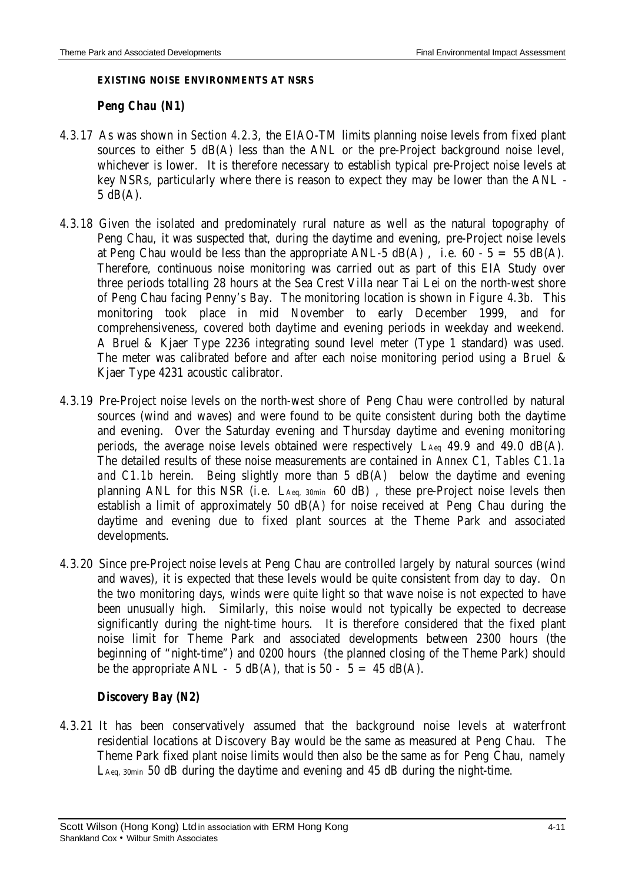**EXISTING NOISE ENVIRONMENTS AT NSRS**

***Peng Chau (N1)***

4.3.17 As was shown in *Section 4.2.3*, the EIAO-TM limits planning noise levels from fixed plant sources to either 5 dB(A) less than the ANL or the pre-Project background noise level, whichever is lower. It is therefore necessary to establish typical pre-Project noise levels at key NSRs, particularly where there is reason to expect they may be lower than the ANL - 5 dB(A).

4.3.18 Given the isolated and predominately rural nature as well as the natural topography of Peng Chau, it was suspected that, during the daytime and evening, pre-Project noise levels at Peng Chau would be less than the appropriate ANL-5 dB(A) , i.e. 60 - 5 = 55 dB(A). Therefore, continuous noise monitoring was carried out as part of this EIA Study over three periods totalling 28 hours at the Sea Crest Villa near Tai Lei on the north-west shore of Peng Chau facing Penny's Bay. The monitoring location is shown in *Figure 4.3b*. This monitoring took place in mid November to early December 1999, and for comprehensiveness, covered both daytime and evening periods in weekday and weekend. A Bruel & Kjaer Type 2236 integrating sound level meter (Type 1 standard) was used. The meter was calibrated before and after each noise monitoring period using a Bruel & Kjaer Type 4231 acoustic calibrator.

4.3.19 Pre-Project noise levels on the north-west shore of Peng Chau were controlled by natural sources (wind and waves) and were found to be quite consistent during both the daytime and evening. Over the Saturday evening and Thursday daytime and evening monitoring periods, the average noise levels obtained were respectively $L_{Aeq}$ 49.9 and 49.0 dB(A). The detailed results of these noise measurements are contained in *Annex C1, Tables C1.1a and C1.1b* herein. Being slightly more than 5 dB(A) below the daytime and evening planning ANL for this NSR (i.e. $L_{Aeq,\ 30min}$ 60 dB) , these pre-Project noise levels then establish a limit of approximately 50 dB(A) for noise received at Peng Chau during the daytime and evening due to fixed plant sources at the Theme Park and associated developments.

4.3.20 Since pre-Project noise levels at Peng Chau are controlled largely by natural sources (wind and waves), it is expected that these levels would be quite consistent from day to day. On the two monitoring days, winds were quite light so that wave noise is not expected to have been unusually high. Similarly, this noise would not typically be expected to decrease significantly during the night-time hours. It is therefore considered that the fixed plant noise limit for Theme Park and associated developments between 2300 hours (the beginning of "night-time") and 0200 hours (the planned closing of the Theme Park) should be the appropriate ANL - 5 dB(A), that is 50 - 5 = 45 dB(A).

***Discovery Bay (N2)***

4.3.21 It has been conservatively assumed that the background noise levels at waterfront residential locations at Discovery Bay would be the same as measured at Peng Chau. The Theme Park fixed plant noise limits would then also be the same as for Peng Chau, namely $L_{Aeq,\ 30min}$ 50 dB during the daytime and evening and 45 dB during the night-time.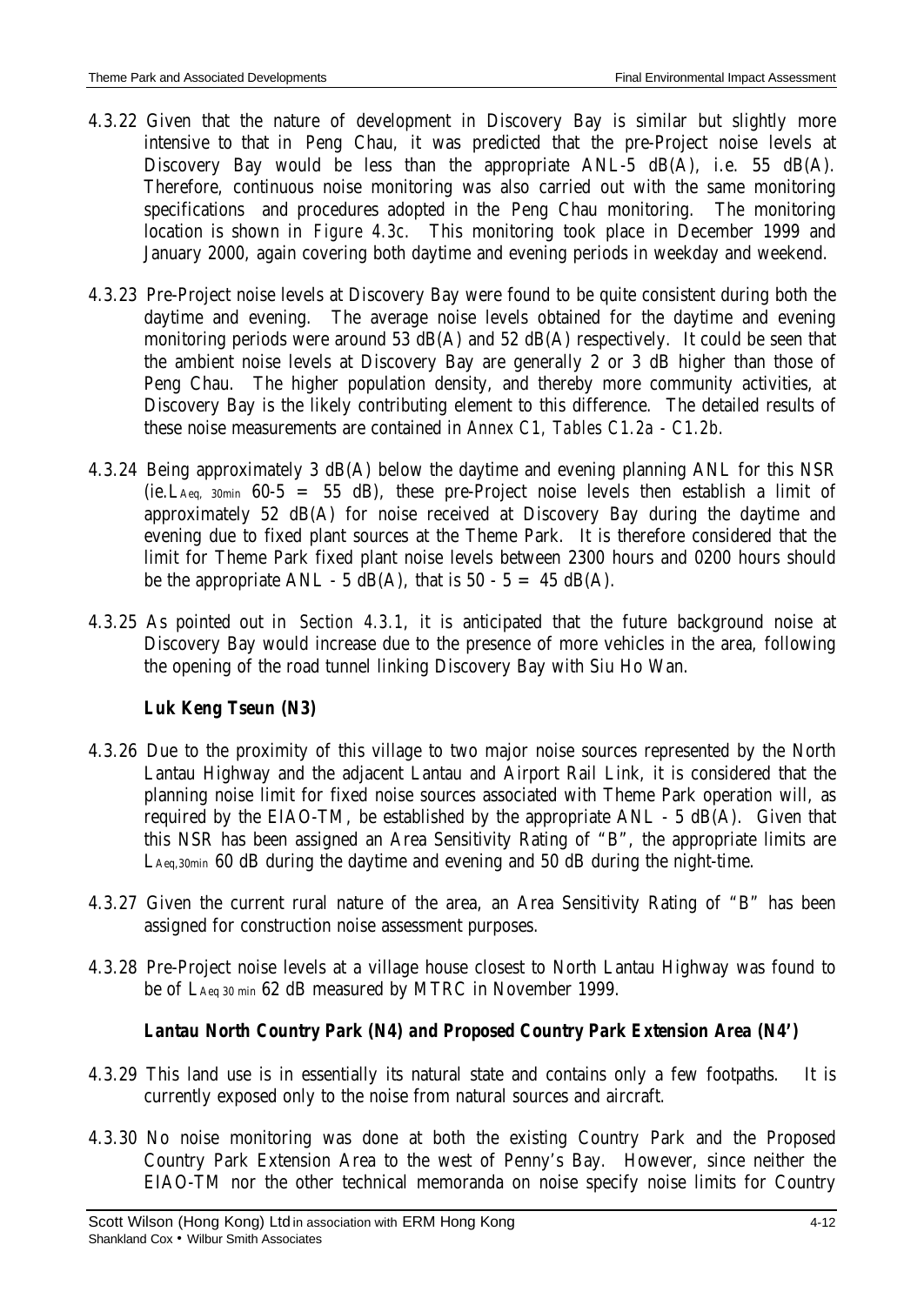4.3.22 Given that the nature of development in Discovery Bay is similar but slightly more intensive to that in Peng Chau, it was predicted that the pre-Project noise levels at Discovery Bay would be less than the appropriate ANL-5 dB(A), i.e. 55 dB(A). Therefore, continuous noise monitoring was also carried out with the same monitoring specifications and procedures adopted in the Peng Chau monitoring. The monitoring location is shown in *Figure 4.3c*. This monitoring took place in December 1999 and January 2000, again covering both daytime and evening periods in weekday and weekend.

4.3.23 Pre-Project noise levels at Discovery Bay were found to be quite consistent during both the daytime and evening. The average noise levels obtained for the daytime and evening monitoring periods were around 53 dB(A) and 52 dB(A) respectively. It could be seen that the ambient noise levels at Discovery Bay are generally 2 or 3 dB higher than those of Peng Chau. The higher population density, and thereby more community activities, at Discovery Bay is the likely contributing element to this difference. The detailed results of these noise measurements are contained in *Annex C1, Tables C1.2a - C1.2b*.

4.3.24 Being approximately 3 dB(A) below the daytime and evening planning ANL for this NSR (ie. $L_{Aeq,\ 30min}$ 60-5 = 55 dB), these pre-Project noise levels then establish a limit of approximately 52 dB(A) for noise received at Discovery Bay during the daytime and evening due to fixed plant sources at the Theme Park. It is therefore considered that the limit for Theme Park fixed plant noise levels between 2300 hours and 0200 hours should be the appropriate ANL - 5 dB(A), that is 50 - 5 = 45 dB(A).

4.3.25 As pointed out in *Section 4.3.1*, it is anticipated that the future background noise at Discovery Bay would increase due to the presence of more vehicles in the area, following the opening of the road tunnel linking Discovery Bay with Siu Ho Wan.

**Luk Keng Tseun (N3)**

4.3.26 Due to the proximity of this village to two major noise sources represented by the North Lantau Highway and the adjacent Lantau and Airport Rail Link, it is considered that the planning noise limit for fixed noise sources associated with Theme Park operation will, as required by the EIAO-TM, be established by the appropriate ANL - 5 dB(A). Given that this NSR has been assigned an Area Sensitivity Rating of "B", the appropriate limits are $L_{Aeq,30min}$ 60 dB during the daytime and evening and 50 dB during the night-time.

4.3.27 Given the current rural nature of the area, an Area Sensitivity Rating of "B" has been assigned for construction noise assessment purposes.

4.3.28 Pre-Project noise levels at a village house closest to North Lantau Highway was found to be of $L_{Aeq\ 30\ min}$ 62 dB measured by MTRC in November 1999.

**Lantau North Country Park (N4) and Proposed Country Park Extension Area (N4')**

4.3.29 This land use is in essentially its natural state and contains only a few footpaths. It is currently exposed only to the noise from natural sources and aircraft.

4.3.30 No noise monitoring was done at both the existing Country Park and the Proposed Country Park Extension Area to the west of Penny's Bay. However, since neither the EIAO-TM nor the other technical memoranda on noise specify noise limits for Country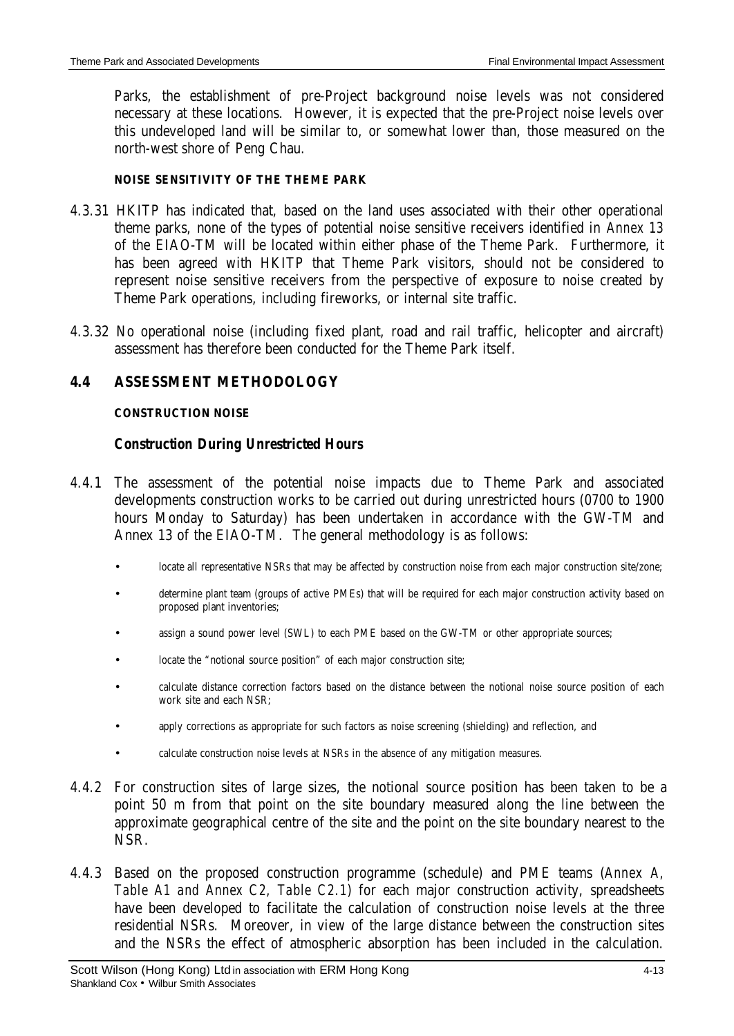Parks, the establishment of pre-Project background noise levels was not considered necessary at these locations. However, it is expected that the pre-Project noise levels over this undeveloped land will be similar to, or somewhat lower than, those measured on the north-west shore of Peng Chau.

**NOISE SENSITIVITY OF THE THEME PARK**

4.3.31 HKITP has indicated that, based on the land uses associated with their other operational theme parks, none of the types of potential noise sensitive receivers identified in *Annex 13* of the EIAO-TM will be located within either phase of the Theme Park. Furthermore, it has been agreed with HKITP that Theme Park visitors, should not be considered to represent noise sensitive receivers from the perspective of exposure to noise created by Theme Park operations, including fireworks, or internal site traffic.

4.3.32 No operational noise (including fixed plant, road and rail traffic, helicopter and aircraft) assessment has therefore been conducted for the Theme Park itself.

## 4.4 ASSESSMENT METHODOLOGY

**CONSTRUCTION NOISE**

***Construction During Unrestricted Hours***

4.4.1 The assessment of the potential noise impacts due to Theme Park and associated developments construction works to be carried out during unrestricted hours (0700 to 1900 hours Monday to Saturday) has been undertaken in accordance with the GW-TM and Annex 13 of the EIAO-TM. The general methodology is as follows:

- locate all representative NSRs that may be affected by construction noise from each major construction site/zone;
- determine plant team (groups of active PMEs) that will be required for each major construction activity based on proposed plant inventories;
- assign a sound power level (SWL) to each PME based on the GW-TM or other appropriate sources;
- locate the "notional source position" of each major construction site;
- calculate distance correction factors based on the distance between the notional noise source position of each work site and each NSR;
- apply corrections as appropriate for such factors as noise screening (shielding) and reflection, and
- calculate construction noise levels at NSRs in the absence of any mitigation measures.

4.4.2 For construction sites of large sizes, the notional source position has been taken to be a point 50 m from that point on the site boundary measured along the line between the approximate geographical centre of the site and the point on the site boundary nearest to the NSR.

4.4.3 Based on the proposed construction programme (schedule) and PME teams (*Annex A, Table A1 and Annex C2, Table C2.1*) for each major construction activity, spreadsheets have been developed to facilitate the calculation of construction noise levels at the three residential NSRs. Moreover, in view of the large distance between the construction sites and the NSRs the effect of atmospheric absorption has been included in the calculation.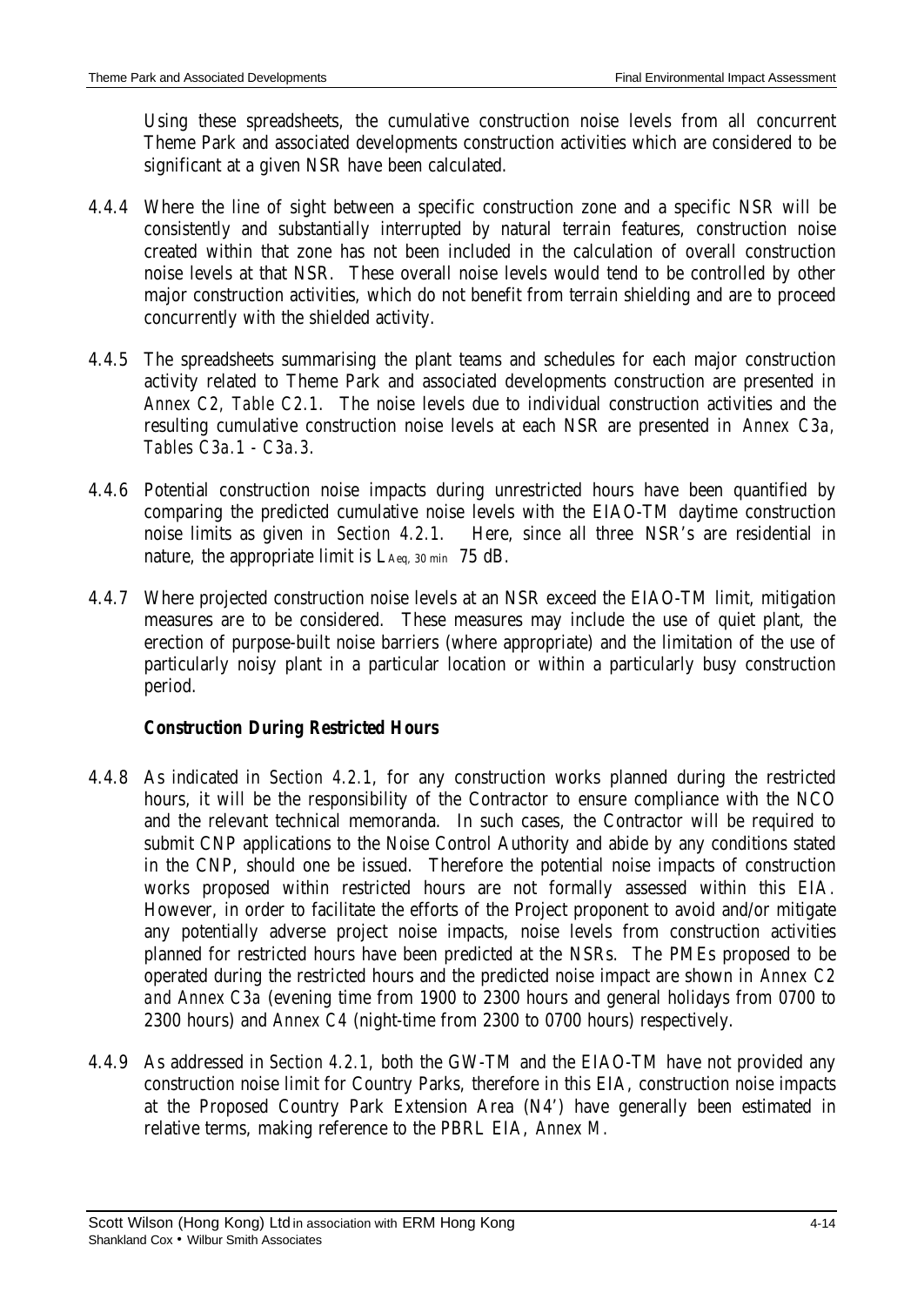Using these spreadsheets, the cumulative construction noise levels from all concurrent Theme Park and associated developments construction activities which are considered to be significant at a given NSR have been calculated.

4.4.4 Where the line of sight between a specific construction zone and a specific NSR will be consistently and substantially interrupted by natural terrain features, construction noise created within that zone has not been included in the calculation of overall construction noise levels at that NSR. These overall noise levels would tend to be controlled by other major construction activities, which do not benefit from terrain shielding and are to proceed concurrently with the shielded activity.

4.4.5 The spreadsheets summarising the plant teams and schedules for each major construction activity related to Theme Park and associated developments construction are presented in *Annex C2, Table C2.1*. The noise levels due to individual construction activities and the resulting cumulative construction noise levels at each NSR are presented in *Annex C3a, Tables C3a.1 - C3a.3*.

4.4.6 Potential construction noise impacts during unrestricted hours have been quantified by comparing the predicted cumulative noise levels with the EIAO-TM daytime construction noise limits as given in *Section 4.2.1*. Here, since all three NSR's are residential in nature, the appropriate limit is $L_{Aeq,\ 30\ min}$ 75 dB.

4.4.7 Where projected construction noise levels at an NSR exceed the EIAO-TM limit, mitigation measures are to be considered. These measures may include the use of quiet plant, the erection of purpose-built noise barriers (where appropriate) and the limitation of the use of particularly noisy plant in a particular location or within a particularly busy construction period.

**Construction During Restricted Hours**

4.4.8 As indicated in *Section 4.2.1*, for any construction works planned during the restricted hours, it will be the responsibility of the Contractor to ensure compliance with the NCO and the relevant technical memoranda. In such cases, the Contractor will be required to submit CNP applications to the Noise Control Authority and abide by any conditions stated in the CNP, should one be issued. Therefore the potential noise impacts of construction works proposed within restricted hours are not formally assessed within this EIA. However, in order to facilitate the efforts of the Project proponent to avoid and/or mitigate any potentially adverse project noise impacts, noise levels from construction activities planned for restricted hours have been predicted at the NSRs. The PMEs proposed to be operated during the restricted hours and the predicted noise impact are shown in *Annex C2 and Annex C3a* (evening time from 1900 to 2300 hours and general holidays from 0700 to 2300 hours) and *Annex C4* (night-time from 2300 to 0700 hours) respectively.

4.4.9 As addressed in *Section 4.2.1*, both the GW-TM and the EIAO-TM have not provided any construction noise limit for Country Parks, therefore in this EIA, construction noise impacts at the Proposed Country Park Extension Area (N4') have generally been estimated in relative terms, making reference to the PBRL EIA, *Annex M*.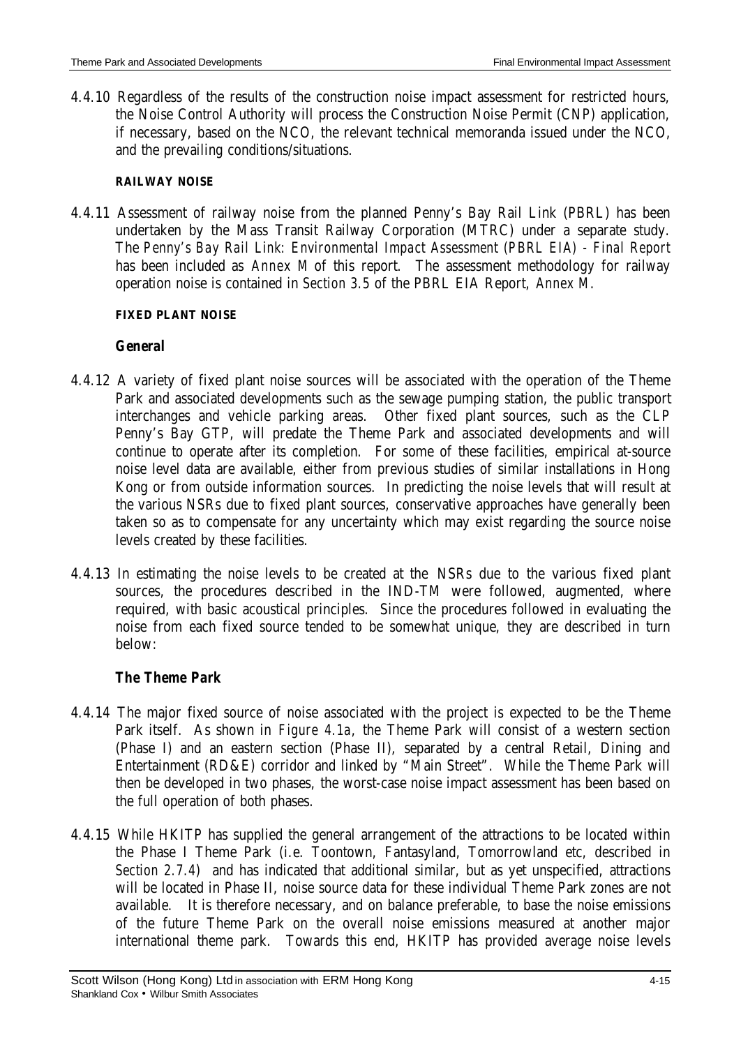4.4.10 Regardless of the results of the construction noise impact assessment for restricted hours, the Noise Control Authority will process the Construction Noise Permit (CNP) application, if necessary, based on the NCO, the relevant technical memoranda issued under the NCO, and the prevailing conditions/situations.

**RAILWAY NOISE**

4.4.11 Assessment of railway noise from the planned Penny's Bay Rail Link (PBRL) has been undertaken by the Mass Transit Railway Corporation (MTRC) under a separate study. The *Penny's Bay Rail Link: Environmental Impact Assessment (PBRL EIA) - Final Report* has been included as *Annex M* of this report. The assessment methodology for railway operation noise is contained in *Section 3.5* of the PBRL EIA Report, *Annex M*.

**FIXED PLANT NOISE**

***General***

4.4.12 A variety of fixed plant noise sources will be associated with the operation of the Theme Park and associated developments such as the sewage pumping station, the public transport interchanges and vehicle parking areas. Other fixed plant sources, such as the CLP Penny's Bay GTP, will predate the Theme Park and associated developments and will continue to operate after its completion. For some of these facilities, empirical at-source noise level data are available, either from previous studies of similar installations in Hong Kong or from outside information sources. In predicting the noise levels that will result at the various NSRs due to fixed plant sources, conservative approaches have generally been taken so as to compensate for any uncertainty which may exist regarding the source noise levels created by these facilities.

4.4.13 In estimating the noise levels to be created at the NSRs due to the various fixed plant sources, the procedures described in the IND-TM were followed, augmented, where required, with basic acoustical principles. Since the procedures followed in evaluating the noise from each fixed source tended to be somewhat unique, they are described in turn below:

***The Theme Park***

4.4.14 The major fixed source of noise associated with the project is expected to be the Theme Park itself. As shown in *Figure 4.1a*, the Theme Park will consist of a western section (Phase I) and an eastern section (Phase II), separated by a central Retail, Dining and Entertainment (RD&E) corridor and linked by "Main Street". While the Theme Park will then be developed in two phases, the worst-case noise impact assessment has been based on the full operation of both phases.

4.4.15 While HKITP has supplied the general arrangement of the attractions to be located within the Phase I Theme Park (i.e. Toontown, Fantasyland, Tomorrowland etc, described in *Section 2.7.4*) and has indicated that additional similar, but as yet unspecified, attractions will be located in Phase II, noise source data for these individual Theme Park zones are not available. It is therefore necessary, and on balance preferable, to base the noise emissions of the future Theme Park on the overall noise emissions measured at another major international theme park. Towards this end, HKITP has provided average noise levels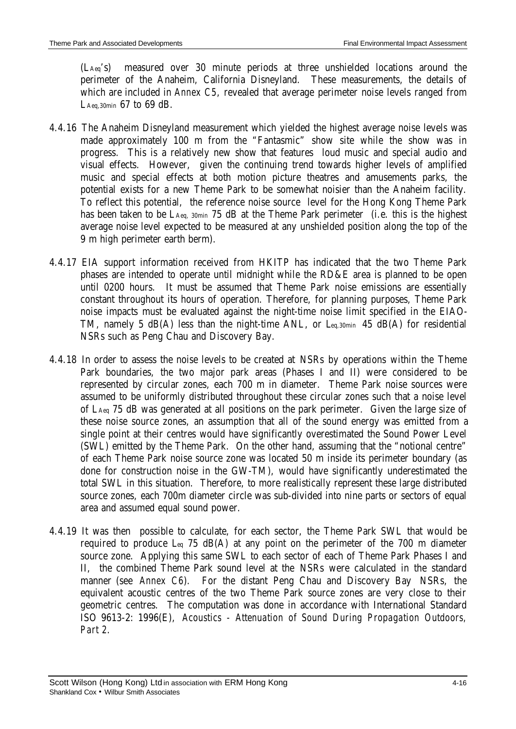($L_{Aeq}$'s) measured over 30 minute periods at three unshielded locations around the perimeter of the Anaheim, California Disneyland. These measurements, the details of which are included in *Annex C5*, revealed that average perimeter noise levels ranged from $L_{Aeq,30min}$ 67 to 69 dB.

4.4.16 The Anaheim Disneyland measurement which yielded the highest average noise levels was made approximately 100 m from the "Fantasmic" show site while the show was in progress. This is a relatively new show that features loud music and special audio and visual effects. However, given the continuing trend towards higher levels of amplified music and special effects at both motion picture theatres and amusements parks, the potential exists for a new Theme Park to be somewhat noisier than the Anaheim facility. To reflect this potential, the reference noise source level for the Hong Kong Theme Park has been taken to be $L_{Aeq,\ 30min}$ 75 dB at the Theme Park perimeter (i.e. this is the highest average noise level expected to be measured at any unshielded position along the top of the 9 m high perimeter earth berm).

4.4.17 EIA support information received from HKITP has indicated that the two Theme Park phases are intended to operate until midnight while the RD&E area is planned to be open until 0200 hours. It must be assumed that Theme Park noise emissions are essentially constant throughout its hours of operation. Therefore, for planning purposes, Theme Park noise impacts must be evaluated against the night-time noise limit specified in the EIAO-TM, namely 5 dB(A) less than the night-time ANL, or $L_{eq,30min}$ 45 dB(A) for residential NSRs such as Peng Chau and Discovery Bay.

4.4.18 In order to assess the noise levels to be created at NSRs by operations within the Theme Park boundaries, the two major park areas (Phases I and II) were considered to be represented by circular zones, each 700 m in diameter. Theme Park noise sources were assumed to be uniformly distributed throughout these circular zones such that a noise level of $L_{Aeq}$ 75 dB was generated at all positions on the park perimeter. Given the large size of these noise source zones, an assumption that all of the sound energy was emitted from a single point at their centres would have significantly overestimated the Sound Power Level (SWL) emitted by the Theme Park. On the other hand, assuming that the "notional centre" of each Theme Park noise source zone was located 50 m inside its perimeter boundary (as done for construction noise in the GW-TM), would have significantly underestimated the total SWL in this situation. Therefore, to more realistically represent these large distributed source zones, each 700m diameter circle was sub-divided into nine parts or sectors of equal area and assumed equal sound power.

4.4.19 It was then possible to calculate, for each sector, the Theme Park SWL that would be required to produce $L_{eq}$ 75 dB(A) at any point on the perimeter of the 700 m diameter source zone. Applying this same SWL to each sector of each of Theme Park Phases I and II, the combined Theme Park sound level at the NSRs were calculated in the standard manner (see *Annex C6*). For the distant Peng Chau and Discovery Bay NSRs, the equivalent acoustic centres of the two Theme Park source zones are very close to their geometric centres. The computation was done in accordance with International Standard ISO 9613-2: 1996(E), *Acoustics - Attenuation of Sound During Propagation Outdoors, Part 2*.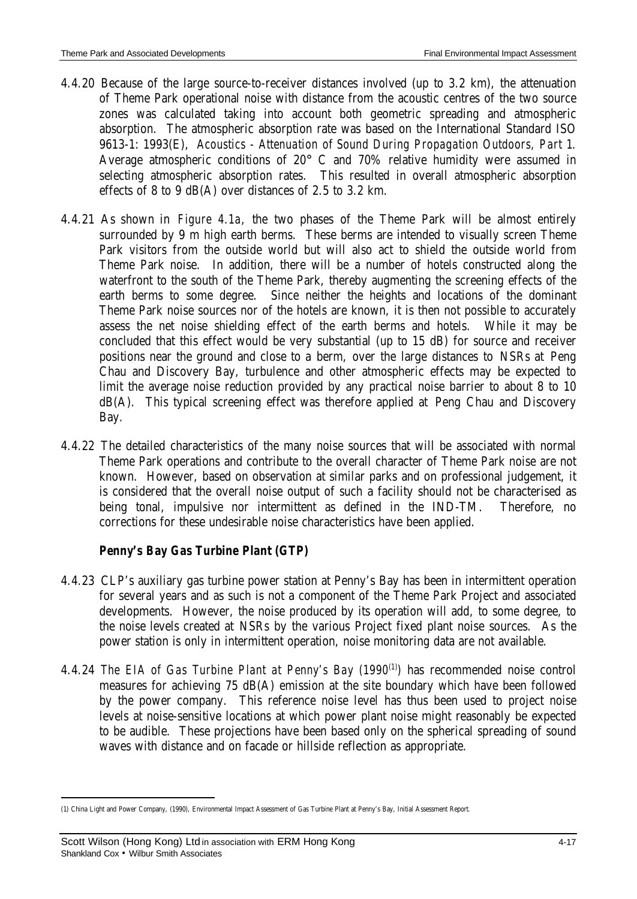4.4.20 Because of the large source-to-receiver distances involved (up to 3.2 km), the attenuation of Theme Park operational noise with distance from the acoustic centres of the two source zones was calculated taking into account both geometric spreading and atmospheric absorption. The atmospheric absorption rate was based on the International Standard ISO 9613-1: 1993(E), *Acoustics - Attenuation of Sound During Propagation Outdoors, Part 1*. Average atmospheric conditions of 20° C and 70% relative humidity were assumed in selecting atmospheric absorption rates. This resulted in overall atmospheric absorption effects of 8 to 9 dB(A) over distances of 2.5 to 3.2 km.

4.4.21 As shown in *Figure 4.1a*, the two phases of the Theme Park will be almost entirely surrounded by 9 m high earth berms. These berms are intended to visually screen Theme Park visitors from the outside world but will also act to shield the outside world from Theme Park noise. In addition, there will be a number of hotels constructed along the waterfront to the south of the Theme Park, thereby augmenting the screening effects of the earth berms to some degree. Since neither the heights and locations of the dominant Theme Park noise sources nor of the hotels are known, it is then not possible to accurately assess the net noise shielding effect of the earth berms and hotels. While it may be concluded that this effect would be very substantial (up to 15 dB) for source and receiver positions near the ground and close to a berm, over the large distances to NSRs at Peng Chau and Discovery Bay, turbulence and other atmospheric effects may be expected to limit the average noise reduction provided by any practical noise barrier to about 8 to 10 dB(A). This typical screening effect was therefore applied at Peng Chau and Discovery Bay.

4.4.22 The detailed characteristics of the many noise sources that will be associated with normal Theme Park operations and contribute to the overall character of Theme Park noise are not known. However, based on observation at similar parks and on professional judgement, it is considered that the overall noise output of such a facility should not be characterised as being tonal, impulsive nor intermittent as defined in the IND-TM. Therefore, no corrections for these undesirable noise characteristics have been applied.

**Penny's Bay Gas Turbine Plant (GTP)**

4.4.23 CLP's auxiliary gas turbine power station at Penny's Bay has been in intermittent operation for several years and as such is not a component of the Theme Park Project and associated developments. However, the noise produced by its operation will add, to some degree, to the noise levels created at NSRs by the various Project fixed plant noise sources. As the power station is only in intermittent operation, noise monitoring data are not available.

4.4.24 *The EIA of Gas Turbine Plant at Penny's Bay* (1990[1]) has recommended noise control measures for achieving 75 dB(A) emission at the site boundary which have been followed by the power company. This reference noise level has thus been used to project noise levels at noise-sensitive locations at which power plant noise might reasonably be expected to be audible. These projections have been based only on the spherical spreading of sound waves with distance and on facade or hillside reflection as appropriate.

(1) China Light and Power Company, (1990), Environmental Impact Assessment of Gas Turbine Plant at Penny's Bay, Initial Assessment Report.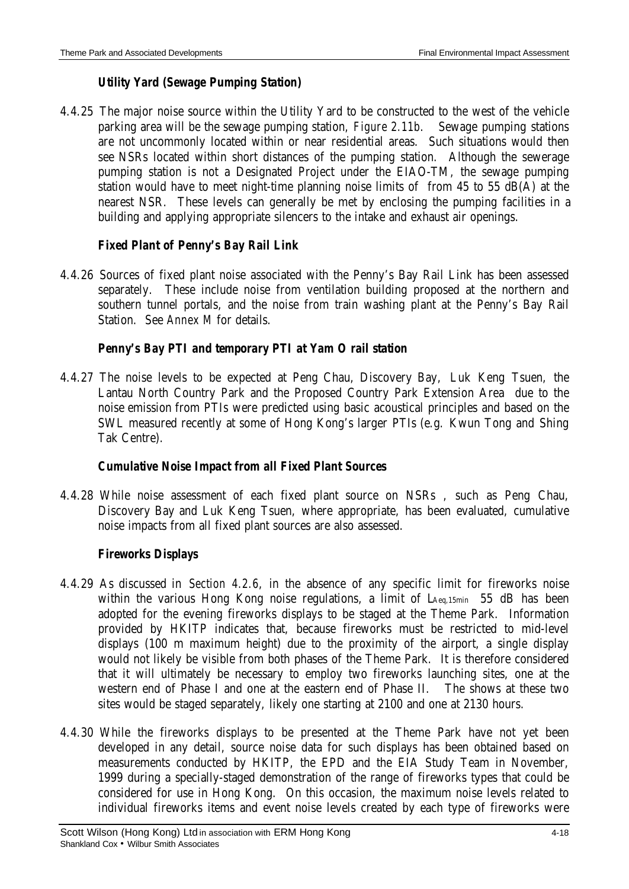***Utility Yard (Sewage Pumping Station)***

4.4.25 The major noise source within the Utility Yard to be constructed to the west of the vehicle parking area will be the sewage pumping station, *Figure 2.11b*. Sewage pumping stations are not uncommonly located within or near residential areas. Such situations would then see NSRs located within short distances of the pumping station. Although the sewerage pumping station is not a Designated Project under the EIAO-TM, the sewage pumping station would have to meet night-time planning noise limits of from 45 to 55 dB(A) at the nearest NSR. These levels can generally be met by enclosing the pumping facilities in a building and applying appropriate silencers to the intake and exhaust air openings.

***Fixed Plant of Penny's Bay Rail Link***

4.4.26 Sources of fixed plant noise associated with the Penny's Bay Rail Link has been assessed separately. These include noise from ventilation building proposed at the northern and southern tunnel portals, and the noise from train washing plant at the Penny's Bay Rail Station. See *Annex M* for details.

***Penny's Bay PTI and temporary PTI at Yam O rail station***

4.4.27 The noise levels to be expected at Peng Chau, Discovery Bay, Luk Keng Tsuen, the Lantau North Country Park and the Proposed Country Park Extension Area due to the noise emission from PTIs were predicted using basic acoustical principles and based on the SWL measured recently at some of Hong Kong's larger PTIs (e.g. Kwun Tong and Shing Tak Centre).

***Cumulative Noise Impact from all Fixed Plant Sources***

4.4.28 While noise assessment of each fixed plant source on NSRs , such as Peng Chau, Discovery Bay and Luk Keng Tsuen, where appropriate, has been evaluated, cumulative noise impacts from all fixed plant sources are also assessed.

***Fireworks Displays***

4.4.29 As discussed in *Section 4.2.6*, in the absence of any specific limit for fireworks noise within the various Hong Kong noise regulations, a limit of $L_{Aeq,15min}$ 55 dB has been adopted for the evening fireworks displays to be staged at the Theme Park. Information provided by HKITP indicates that, because fireworks must be restricted to mid-level displays (100 m maximum height) due to the proximity of the airport, a single display would not likely be visible from both phases of the Theme Park. It is therefore considered that it will ultimately be necessary to employ two fireworks launching sites, one at the western end of Phase I and one at the eastern end of Phase II. The shows at these two sites would be staged separately, likely one starting at 2100 and one at 2130 hours.

4.4.30 While the fireworks displays to be presented at the Theme Park have not yet been developed in any detail, source noise data for such displays has been obtained based on measurements conducted by HKITP, the EPD and the EIA Study Team in November, 1999 during a specially-staged demonstration of the range of fireworks types that could be considered for use in Hong Kong. On this occasion, the maximum noise levels related to individual fireworks items and event noise levels created by each type of fireworks were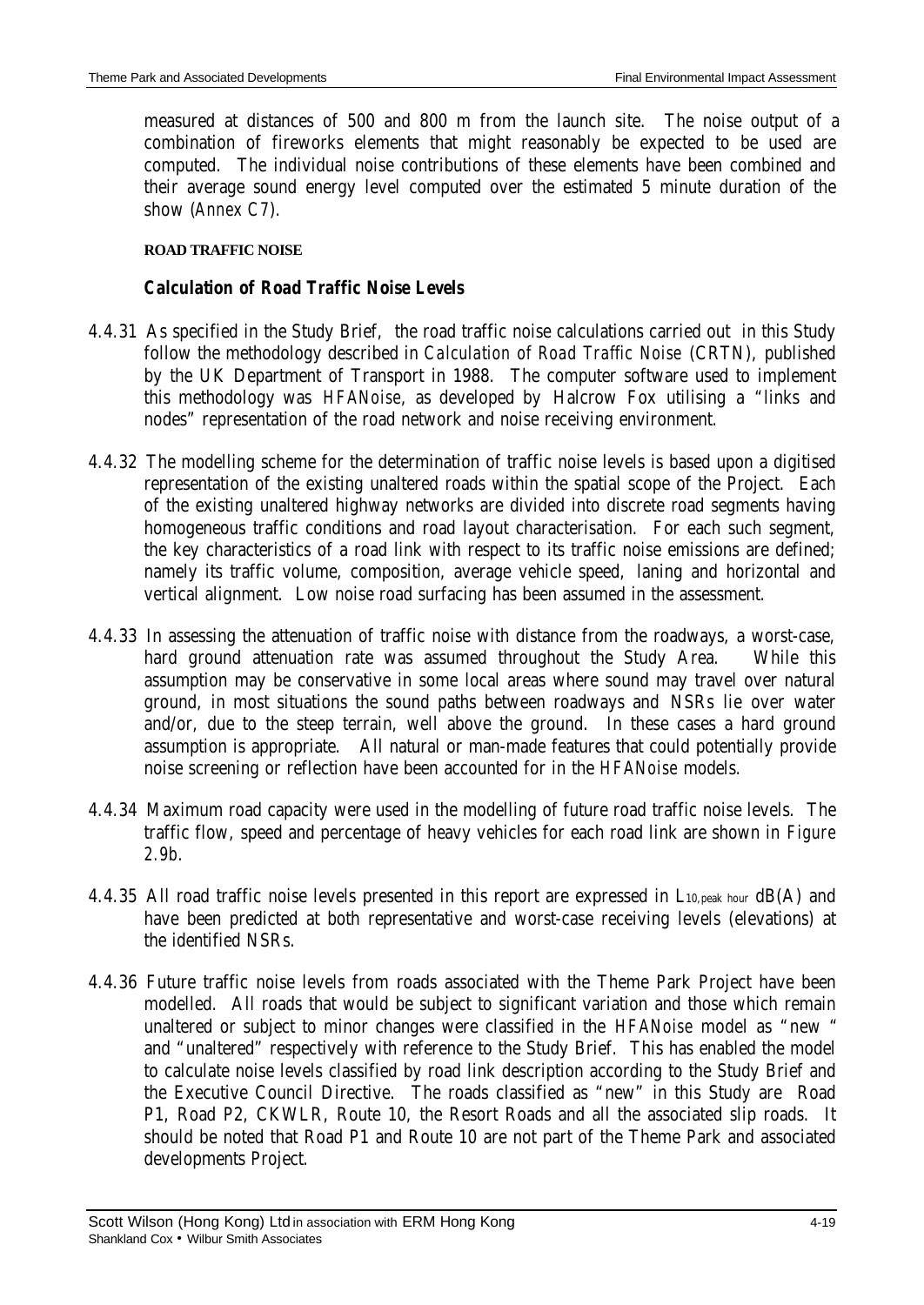measured at distances of 500 and 800 m from the launch site. The noise output of a combination of fireworks elements that might reasonably be expected to be used are computed. The individual noise contributions of these elements have been combined and their average sound energy level computed over the estimated 5 minute duration of the show (*Annex C7*).

#### ROAD TRAFFIC NOISE

### Calculation of Road Traffic Noise Levels

4.4.31 As specified in the Study Brief, the road traffic noise calculations carried out in this Study follow the methodology described in *Calculation of Road Traffic Noise* (CRTN), published by the UK Department of Transport in 1988. The computer software used to implement this methodology was *HFANoise*, as developed by Halcrow Fox utilising a "links and nodes" representation of the road network and noise receiving environment.

4.4.32 The modelling scheme for the determination of traffic noise levels is based upon a digitised representation of the existing unaltered roads within the spatial scope of the Project. Each of the existing unaltered highway networks are divided into discrete road segments having homogeneous traffic conditions and road layout characterisation. For each such segment, the key characteristics of a road link with respect to its traffic noise emissions are defined; namely its traffic volume, composition, average vehicle speed, laning and horizontal and vertical alignment. Low noise road surfacing has been assumed in the assessment.

4.4.33 In assessing the attenuation of traffic noise with distance from the roadways, a worst-case, hard ground attenuation rate was assumed throughout the Study Area. While this assumption may be conservative in some local areas where sound may travel over natural ground, in most situations the sound paths between roadways and NSRs lie over water and/or, due to the steep terrain, well above the ground. In these cases a hard ground assumption is appropriate. All natural or man-made features that could potentially provide noise screening or reflection have been accounted for in the *HFANoise* models.

4.4.34 Maximum road capacity were used in the modelling of future road traffic noise levels. The traffic flow, speed and percentage of heavy vehicles for each road link are shown in *Figure 2.9b*.

4.4.35 All road traffic noise levels presented in this report are expressed in $L_{10,peak\ hour}$ dB(A) and have been predicted at both representative and worst-case receiving levels (elevations) at the identified NSRs.

4.4.36 Future traffic noise levels from roads associated with the Theme Park Project have been modelled. All roads that would be subject to significant variation and those which remain unaltered or subject to minor changes were classified in the *HFANoise* model as "new " and "unaltered" respectively with reference to the Study Brief. This has enabled the model to calculate noise levels classified by road link description according to the Study Brief and the Executive Council Directive. The roads classified as "new" in this Study are Road P1, Road P2, CKWLR, Route 10, the Resort Roads and all the associated slip roads. It should be noted that Road P1 and Route 10 are not part of the Theme Park and associated developments Project.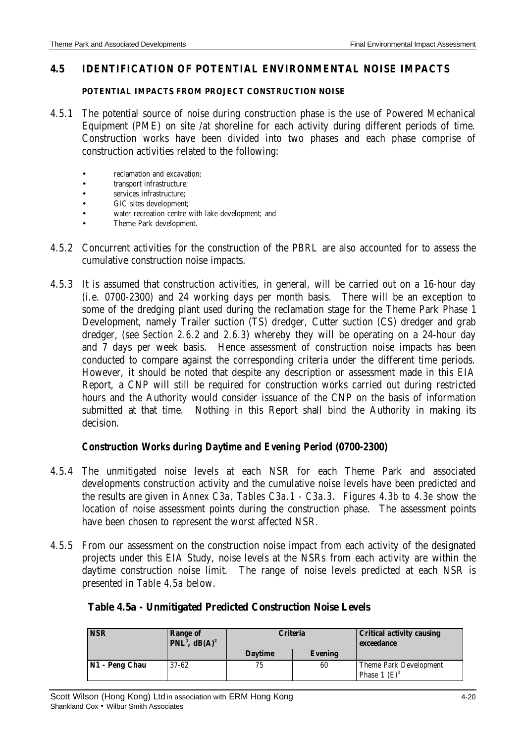## 4.5 IDENTIFICATION OF POTENTIAL ENVIRONMENTAL NOISE IMPACTS

### POTENTIAL IMPACTS FROM PROJECT CONSTRUCTION NOISE

4.5.1 The potential source of noise during construction phase is the use of Powered Mechanical Equipment (PME) on site /at shoreline for each activity during different periods of time. Construction works have been divided into two phases and each phase comprise of construction activities related to the following:

- reclamation and excavation;
- transport infrastructure;
- services infrastructure;
- GIC sites development;
- water recreation centre with lake development; and
- Theme Park development.

4.5.2 Concurrent activities for the construction of the PBRL are also accounted for to assess the cumulative construction noise impacts.

4.5.3 It is assumed that construction activities, in general, will be carried out on a 16-hour day (i.e. 0700-2300) and 24 working days per month basis. There will be an exception to some of the dredging plant used during the reclamation stage for the Theme Park Phase 1 Development, namely Trailer suction (TS) dredger, Cutter suction (CS) dredger and grab dredger, (see *Section 2.6.2* and *2.6.3*) whereby they will be operating on a 24-hour day and 7 days per week basis. Hence assessment of construction noise impacts has been conducted to compare against the corresponding criteria under the different time periods. However, it should be noted that despite any description or assessment made in this EIA Report, a CNP will still be required for construction works carried out during restricted hours and the Authority would consider issuance of the CNP on the basis of information submitted at that time. Nothing in this Report shall bind the Authority in making its decision.

### Construction Works during Daytime and Evening Period (0700-2300)

4.5.4 The unmitigated noise levels at each NSR for each Theme Park and associated developments construction activity and the cumulative noise levels have been predicted and the results are given in *Annex C3a, Tables C3a.1 - C3a.3*. *Figures 4.3b to 4.3e* show the location of noise assessment points during the construction phase. The assessment points have been chosen to represent the worst affected NSR.

4.5.5 From our assessment on the construction noise impact from each activity of the designated projects under this EIA Study, noise levels at the NSRs from each activity are within the daytime construction noise limit. The range of noise levels predicted at each NSR is presented in *Table 4.5a* below.

**Table 4.5a - Unmitigated Predicted Construction Noise Levels**

| NSR | Range of PNL[1], dB(A)[2] | Criteria | | Critical activity causing exceedance |
|---|---|---|---|---|
| | | Daytime | Evening | |
| N1 - Peng Chau | 37-62 | 75 | 60 | Theme Park Development Phase 1 (E)[3] |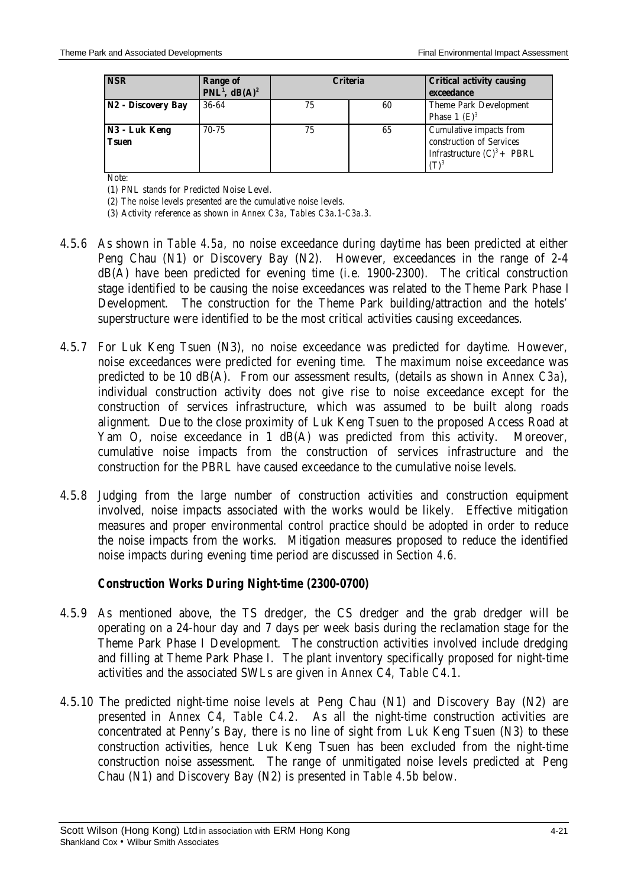| NSR | Range of PNL[1], dB(A)[2] | Criteria | | Critical activity causing exceedance |
|---|---|---|---|---|
| N2 - Discovery Bay | 36-64 | 75 | 60 | Theme Park Development Phase 1 (E)[3] |
| N3 - Luk Keng Tsuen | 70-75 | 75 | 65 | Cumulative impacts from construction of Services Infrastructure (C)[3] + PBRL (T)[3] |

Note:

(1) PNL stands for Predicted Noise Level.

(2) The noise levels presented are the cumulative noise levels.

(3) Activity reference as shown in *Annex C3a, Tables C3a.1-C3a.3.*

4.5.6 As shown in *Table 4.5a*, no noise exceedance during daytime has been predicted at either Peng Chau (N1) or Discovery Bay (N2). However, exceedances in the range of 2-4 dB(A) have been predicted for evening time (i.e. 1900-2300). The critical construction stage identified to be causing the noise exceedances was related to the Theme Park Phase I Development. The construction for the Theme Park building/attraction and the hotels' superstructure were identified to be the most critical activities causing exceedances.

4.5.7 For Luk Keng Tsuen (N3), no noise exceedance was predicted for daytime. However, noise exceedances were predicted for evening time. The maximum noise exceedance was predicted to be 10 dB(A). From our assessment results, (details as shown in *Annex C3a*), individual construction activity does not give rise to noise exceedance except for the construction of services infrastructure, which was assumed to be built along roads alignment. Due to the close proximity of Luk Keng Tsuen to the proposed Access Road at Yam O, noise exceedance in 1 dB(A) was predicted from this activity. Moreover, cumulative noise impacts from the construction of services infrastructure and the construction for the PBRL have caused exceedance to the cumulative noise levels.

4.5.8 Judging from the large number of construction activities and construction equipment involved, noise impacts associated with the works would be likely. Effective mitigation measures and proper environmental control practice should be adopted in order to reduce the noise impacts from the works. Mitigation measures proposed to reduce the identified noise impacts during evening time period are discussed in *Section 4.6*.

**Construction Works During Night-time (2300-0700)**

4.5.9 As mentioned above, the TS dredger, the CS dredger and the grab dredger will be operating on a 24-hour day and 7 days per week basis during the reclamation stage for the Theme Park Phase I Development. The construction activities involved include dredging and filling at Theme Park Phase I. The plant inventory specifically proposed for night-time activities and the associated SWLs are given in *Annex C4, Table C4.1*.

4.5.10 The predicted night-time noise levels at Peng Chau (N1) and Discovery Bay (N2) are presented in *Annex C4, Table C4.2*. As all the night-time construction activities are concentrated at Penny's Bay, there is no line of sight from Luk Keng Tsuen (N3) to these construction activities, hence Luk Keng Tsuen has been excluded from the night-time construction noise assessment. The range of unmitigated noise levels predicted at Peng Chau (N1) and Discovery Bay (N2) is presented in *Table 4.5b* below.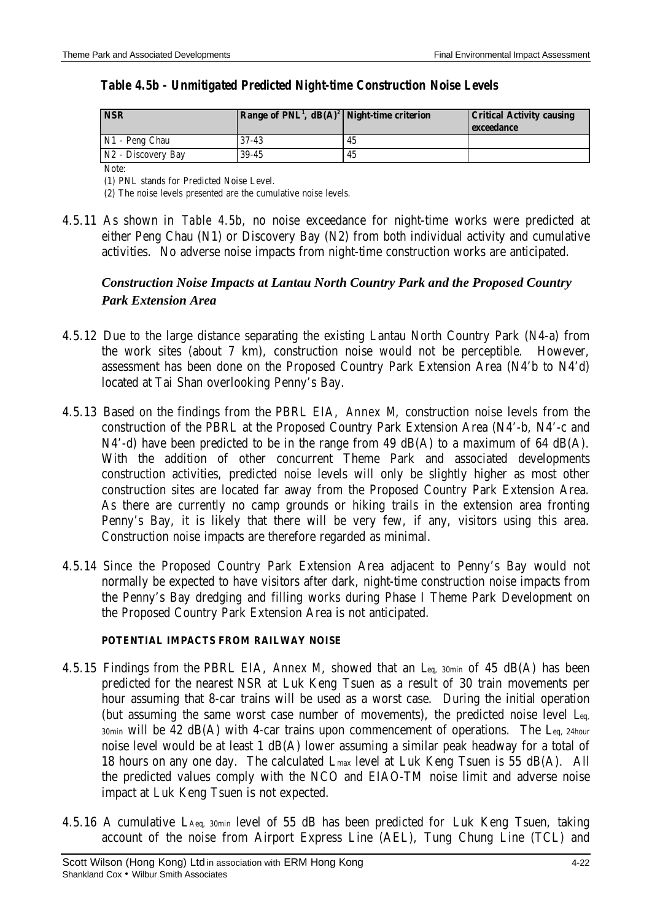**Table 4.5b - Unmitigated Predicted Night-time Construction Noise Levels**

| NSR | Range of PNL[1], dB(A)[2] | Night-time criterion | Critical Activity causing exceedance |
|---|---|---|---|
| N1 - Peng Chau | 37-43 | 45 | |
| N2 - Discovery Bay | 39-45 | 45 | |

Note:

(1) PNL stands for Predicted Noise Level.

(2) The noise levels presented are the cumulative noise levels.

4.5.11 As shown in *Table 4.5b*, no noise exceedance for night-time works were predicted at either Peng Chau (N1) or Discovery Bay (N2) from both individual activity and cumulative activities. No adverse noise impacts from night-time construction works are anticipated.

### *Construction Noise Impacts at Lantau North Country Park and the Proposed Country Park Extension Area*

4.5.12 Due to the large distance separating the existing Lantau North Country Park (N4-a) from the work sites (about 7 km), construction noise would not be perceptible. However, assessment has been done on the Proposed Country Park Extension Area (N4'b to N4'd) located at Tai Shan overlooking Penny's Bay.

4.5.13 Based on the findings from the PBRL EIA, *Annex M*, construction noise levels from the construction of the PBRL at the Proposed Country Park Extension Area (N4'-b, N4'-c and N4'-d) have been predicted to be in the range from 49 dB(A) to a maximum of 64 dB(A). With the addition of other concurrent Theme Park and associated developments construction activities, predicted noise levels will only be slightly higher as most other construction sites are located far away from the Proposed Country Park Extension Area. As there are currently no camp grounds or hiking trails in the extension area fronting Penny's Bay, it is likely that there will be very few, if any, visitors using this area. Construction noise impacts are therefore regarded as minimal.

4.5.14 Since the Proposed Country Park Extension Area adjacent to Penny's Bay would not normally be expected to have visitors after dark, night-time construction noise impacts from the Penny's Bay dredging and filling works during Phase I Theme Park Development on the Proposed Country Park Extension Area is not anticipated.

#### POTENTIAL IMPACTS FROM RAILWAY NOISE

4.5.15 Findings from the PBRL EIA, *Annex M*, showed that an $L_{eq,\ 30min}$ of 45 dB(A) has been predicted for the nearest NSR at Luk Keng Tsuen as a result of 30 train movements per hour assuming that 8-car trains will be used as a worst case. During the initial operation (but assuming the same worst case number of movements), the predicted noise level $L_{eq,\ 30min}$ will be 42 dB(A) with 4-car trains upon commencement of operations. The $L_{eq,\ 24hour}$ noise level would be at least 1 dB(A) lower assuming a similar peak headway for a total of 18 hours on any one day. The calculated $L_{max}$ level at Luk Keng Tsuen is 55 dB(A). All the predicted values comply with the NCO and EIAO-TM noise limit and adverse noise impact at Luk Keng Tsuen is not expected.

4.5.16 A cumulative $L_{Aeq,\ 30min}$ level of 55 dB has been predicted for Luk Keng Tsuen, taking account of the noise from Airport Express Line (AEL), Tung Chung Line (TCL) and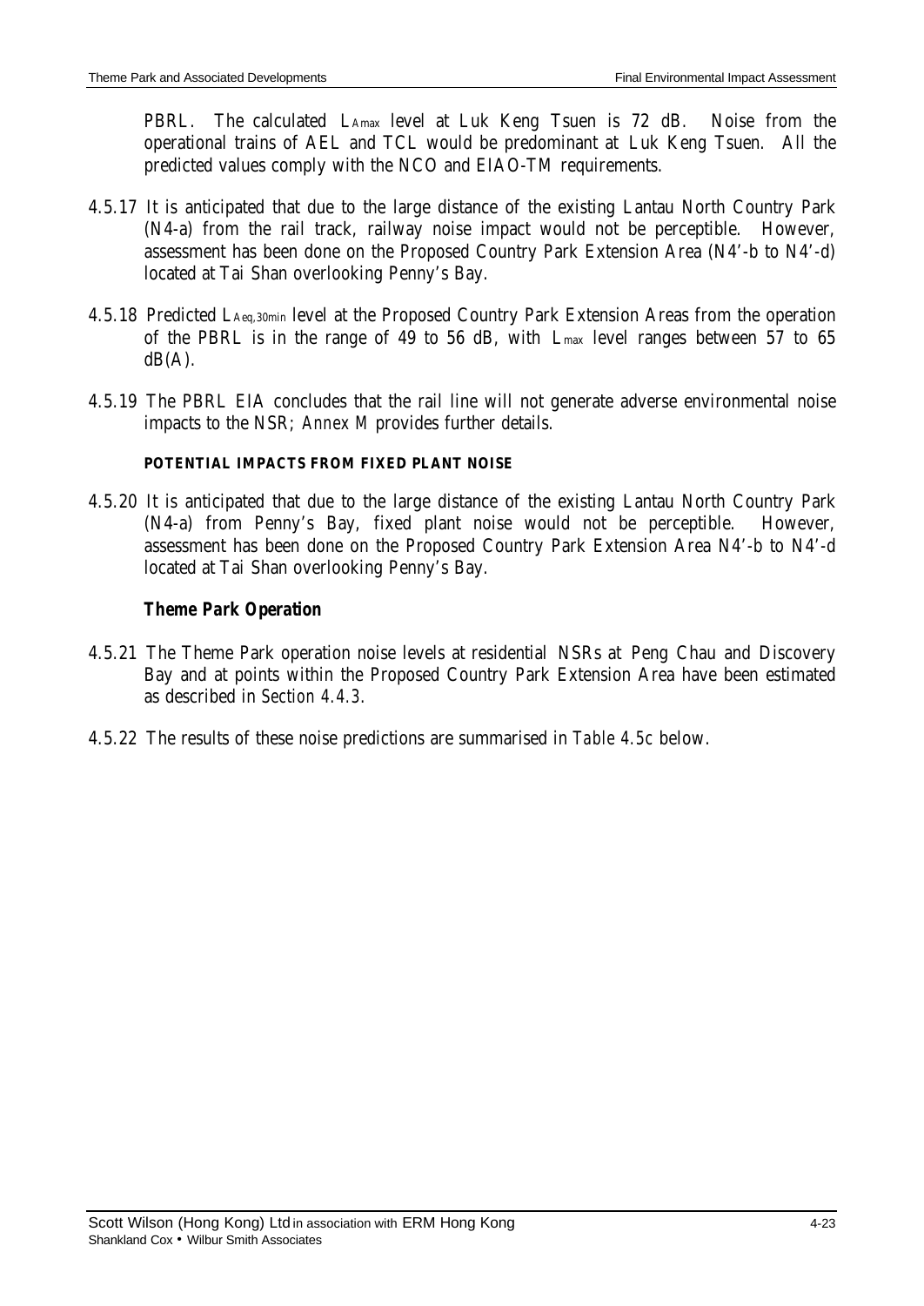PBRL. The calculated $L_{Amax}$ level at Luk Keng Tsuen is 72 dB. Noise from the operational trains of AEL and TCL would be predominant at Luk Keng Tsuen. All the predicted values comply with the NCO and EIAO-TM requirements.

4.5.17 It is anticipated that due to the large distance of the existing Lantau North Country Park (N4-a) from the rail track, railway noise impact would not be perceptible. However, assessment has been done on the Proposed Country Park Extension Area (N4'-b to N4'-d) located at Tai Shan overlooking Penny's Bay.

4.5.18 Predicted $L_{Aeq,30min}$ level at the Proposed Country Park Extension Areas from the operation of the PBRL is in the range of 49 to 56 dB, with $L_{max}$ level ranges between 57 to 65 dB(A).

4.5.19 The PBRL EIA concludes that the rail line will not generate adverse environmental noise impacts to the NSR; *Annex M* provides further details.

**POTENTIAL IMPACTS FROM FIXED PLANT NOISE**

4.5.20 It is anticipated that due to the large distance of the existing Lantau North Country Park (N4-a) from Penny's Bay, fixed plant noise would not be perceptible. However, assessment has been done on the Proposed Country Park Extension Area N4'-b to N4'-d located at Tai Shan overlooking Penny's Bay.

***Theme Park Operation***

4.5.21 The Theme Park operation noise levels at residential NSRs at Peng Chau and Discovery Bay and at points within the Proposed Country Park Extension Area have been estimated as described in *Section 4.4.3*.

4.5.22 The results of these noise predictions are summarised in *Table 4.5c* below.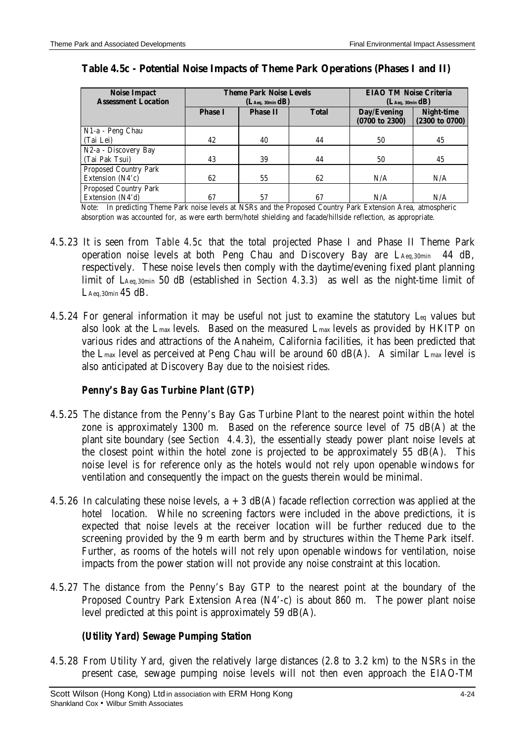**Table 4.5c - Potential Noise Impacts of Theme Park Operations (Phases I and II)**

| Noise Impact Assessment Location | Theme Park Noise Levels ($L_{Aeq, 30min}$ dB) | | | EIAO TM Noise Criteria ($L_{Aeq, 30min}$ dB) | |
|---|---|---|---|---|---|
| | Phase I | Phase II | Total | Day/Evening (0700 to 2300) | Night-time (2300 to 0700) |
| N1-a - Peng Chau (Tai Lei) | 42 | 40 | 44 | 50 | 45 |
| N2-a - Discovery Bay (Tai Pak Tsui) | 43 | 39 | 44 | 50 | 45 |
| Proposed Country Park Extension (N4'c) | 62 | 55 | 62 | N/A | N/A |
| Proposed Country Park Extension (N4'd) | 67 | 57 | 67 | N/A | N/A |

Note: In predicting Theme Park noise levels at NSRs and the Proposed Country Park Extension Area, atmospheric absorption was accounted for, as were earth berm/hotel shielding and facade/hillside reflection, as appropriate.

4.5.23 It is seen from *Table 4.5c* that the total projected Phase I and Phase II Theme Park operation noise levels at both Peng Chau and Discovery Bay are $L_{Aeq,30min}$ 44 dB, respectively. These noise levels then comply with the daytime/evening fixed plant planning limit of $L_{Aeq,30min}$ 50 dB (established in *Section 4.3.3*) as well as the night-time limit of $L_{Aeq,30min}$ 45 dB.

4.5.24 For general information it may be useful not just to examine the statutory $L_{eq}$ values but also look at the $L_{max}$ levels. Based on the measured $L_{max}$ levels as provided by HKITP on various rides and attractions of the Anaheim, California facilities, it has been predicted that the $L_{max}$ level as perceived at Peng Chau will be around 60 dB(A). A similar $L_{max}$ level is also anticipated at Discovery Bay due to the noisiest rides.

### Penny's Bay Gas Turbine Plant (GTP)

4.5.25 The distance from the Penny's Bay Gas Turbine Plant to the nearest point within the hotel zone is approximately 1300 m. Based on the reference source level of 75 dB(A) at the plant site boundary (see *Section 4.4.3*), the essentially steady power plant noise levels at the closest point within the hotel zone is projected to be approximately 55 dB(A). This noise level is for reference only as the hotels would not rely upon openable windows for ventilation and consequently the impact on the guests therein would be minimal.

4.5.26 In calculating these noise levels, a + 3 dB(A) facade reflection correction was applied at the hotel location. While no screening factors were included in the above predictions, it is expected that noise levels at the receiver location will be further reduced due to the screening provided by the 9 m earth berm and by structures within the Theme Park itself. Further, as rooms of the hotels will not rely upon openable windows for ventilation, noise impacts from the power station will not provide any noise constraint at this location.

4.5.27 The distance from the Penny's Bay GTP to the nearest point at the boundary of the Proposed Country Park Extension Area (N4'-c) is about 860 m. The power plant noise level predicted at this point is approximately 59 dB(A).

### (Utility Yard) Sewage Pumping Station

4.5.28 From Utility Yard, given the relatively large distances (2.8 to 3.2 km) to the NSRs in the present case, sewage pumping noise levels will not then even approach the EIAO-TM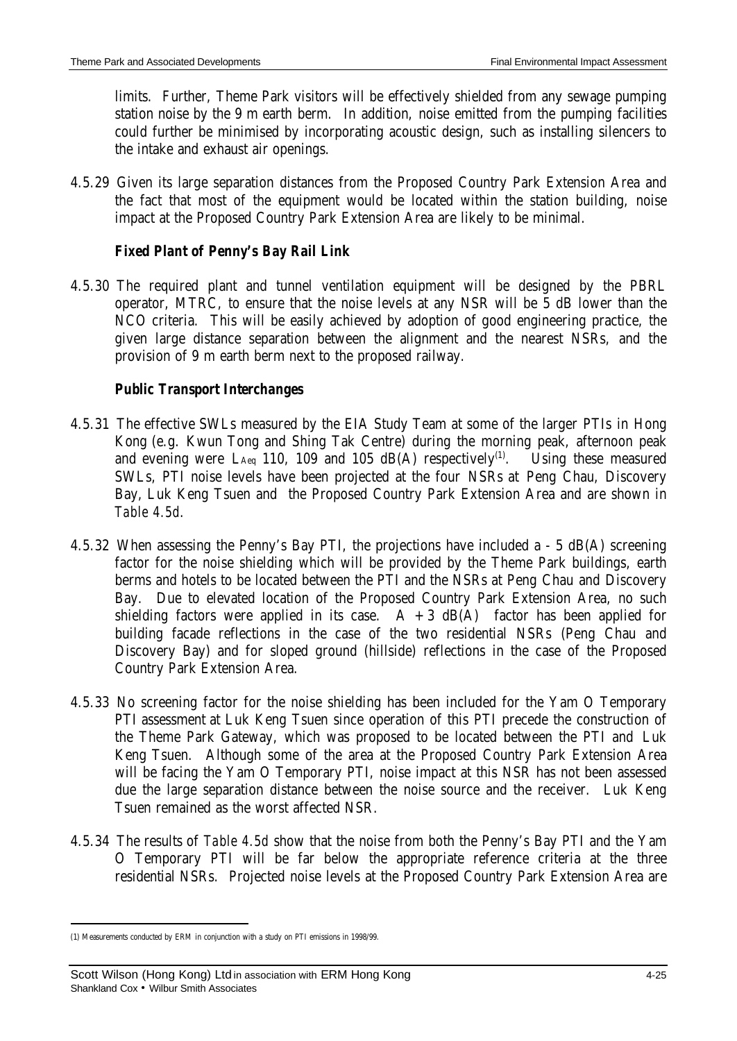limits. Further, Theme Park visitors will be effectively shielded from any sewage pumping station noise by the 9 m earth berm. In addition, noise emitted from the pumping facilities could further be minimised by incorporating acoustic design, such as installing silencers to the intake and exhaust air openings.

4.5.29 Given its large separation distances from the Proposed Country Park Extension Area and the fact that most of the equipment would be located within the station building, noise impact at the Proposed Country Park Extension Area are likely to be minimal.

***Fixed Plant of Penny's Bay Rail Link***

4.5.30 The required plant and tunnel ventilation equipment will be designed by the PBRL operator, MTRC, to ensure that the noise levels at any NSR will be 5 dB lower than the NCO criteria. This will be easily achieved by adoption of good engineering practice, the given large distance separation between the alignment and the nearest NSRs, and the provision of 9 m earth berm next to the proposed railway.

***Public Transport Interchanges***

4.5.31 The effective SWLs measured by the EIA Study Team at some of the larger PTIs in Hong Kong (e.g. Kwun Tong and Shing Tak Centre) during the morning peak, afternoon peak and evening were $L_{Aeq}$ 110, 109 and 105 dB(A) respectively[(1)]. Using these measured SWLs, PTI noise levels have been projected at the four NSRs at Peng Chau, Discovery Bay, Luk Keng Tsuen and the Proposed Country Park Extension Area and are shown in *Table 4.5d*.

4.5.32 When assessing the Penny's Bay PTI, the projections have included a - 5 dB(A) screening factor for the noise shielding which will be provided by the Theme Park buildings, earth berms and hotels to be located between the PTI and the NSRs at Peng Chau and Discovery Bay. Due to elevated location of the Proposed Country Park Extension Area, no such shielding factors were applied in its case. A + 3 dB(A) factor has been applied for building facade reflections in the case of the two residential NSRs (Peng Chau and Discovery Bay) and for sloped ground (hillside) reflections in the case of the Proposed Country Park Extension Area.

4.5.33 No screening factor for the noise shielding has been included for the Yam O Temporary PTI assessment at Luk Keng Tsuen since operation of this PTI precede the construction of the Theme Park Gateway, which was proposed to be located between the PTI and Luk Keng Tsuen. Although some of the area at the Proposed Country Park Extension Area will be facing the Yam O Temporary PTI, noise impact at this NSR has not been assessed due the large separation distance between the noise source and the receiver. Luk Keng Tsuen remained as the worst affected NSR.

4.5.34 The results of *Table 4.5d* show that the noise from both the Penny's Bay PTI and the Yam O Temporary PTI will be far below the appropriate reference criteria at the three residential NSRs. Projected noise levels at the Proposed Country Park Extension Area are

(1) Measurements conducted by ERM in conjunction with a study on PTI emissions in 1998/99.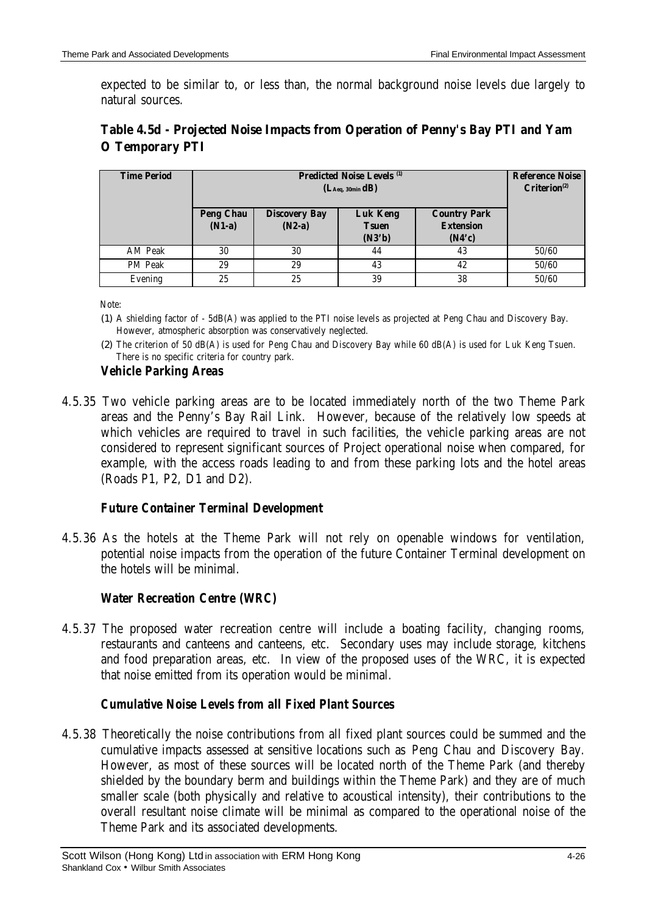expected to be similar to, or less than, the normal background noise levels due largely to natural sources.

**Table 4.5d - Projected Noise Impacts from Operation of Penny's Bay PTI and Yam O Temporary PTI**

| Time Period | Predicted Noise Levels [1] ($L_{Aeq, 30min}$ dB) | | | | Reference Noise Criterion[2] |
|---|---|---|---|---|---|
| | Peng Chau (N1-a) | Discovery Bay (N2-a) | Luk Keng Tsuen (N3'b) | Country Park Extension (N4'c) | |
| AM Peak | 30 | 30 | 44 | 43 | 50/60 |
| PM Peak | 29 | 29 | 43 | 42 | 50/60 |
| Evening | 25 | 25 | 39 | 38 | 50/60 |

Note:

(1) A shielding factor of - 5dB(A) was applied to the PTI noise levels as projected at Peng Chau and Discovery Bay. However, atmospheric absorption was conservatively neglected.

(2) The criterion of 50 dB(A) is used for Peng Chau and Discovery Bay while 60 dB(A) is used for Luk Keng Tsuen. There is no specific criteria for country park.

### *Vehicle Parking Areas*

4.5.35 Two vehicle parking areas are to be located immediately north of the two Theme Park areas and the Penny's Bay Rail Link. However, because of the relatively low speeds at which vehicles are required to travel in such facilities, the vehicle parking areas are not considered to represent significant sources of Project operational noise when compared, for example, with the access roads leading to and from these parking lots and the hotel areas (Roads P1, P2, D1 and D2).

### *Future Container Terminal Development*

4.5.36 As the hotels at the Theme Park will not rely on openable windows for ventilation, potential noise impacts from the operation of the future Container Terminal development on the hotels will be minimal.

### *Water Recreation Centre (WRC)*

4.5.37 The proposed water recreation centre will include a boating facility, changing rooms, restaurants and canteens and canteens, etc. Secondary uses may include storage, kitchens and food preparation areas, etc. In view of the proposed uses of the WRC, it is expected that noise emitted from its operation would be minimal.

### *Cumulative Noise Levels from all Fixed Plant Sources*

4.5.38 Theoretically the noise contributions from all fixed plant sources could be summed and the cumulative impacts assessed at sensitive locations such as Peng Chau and Discovery Bay. However, as most of these sources will be located north of the Theme Park (and thereby shielded by the boundary berm and buildings within the Theme Park) and they are of much smaller scale (both physically and relative to acoustical intensity), their contributions to the overall resultant noise climate will be minimal as compared to the operational noise of the Theme Park and its associated developments.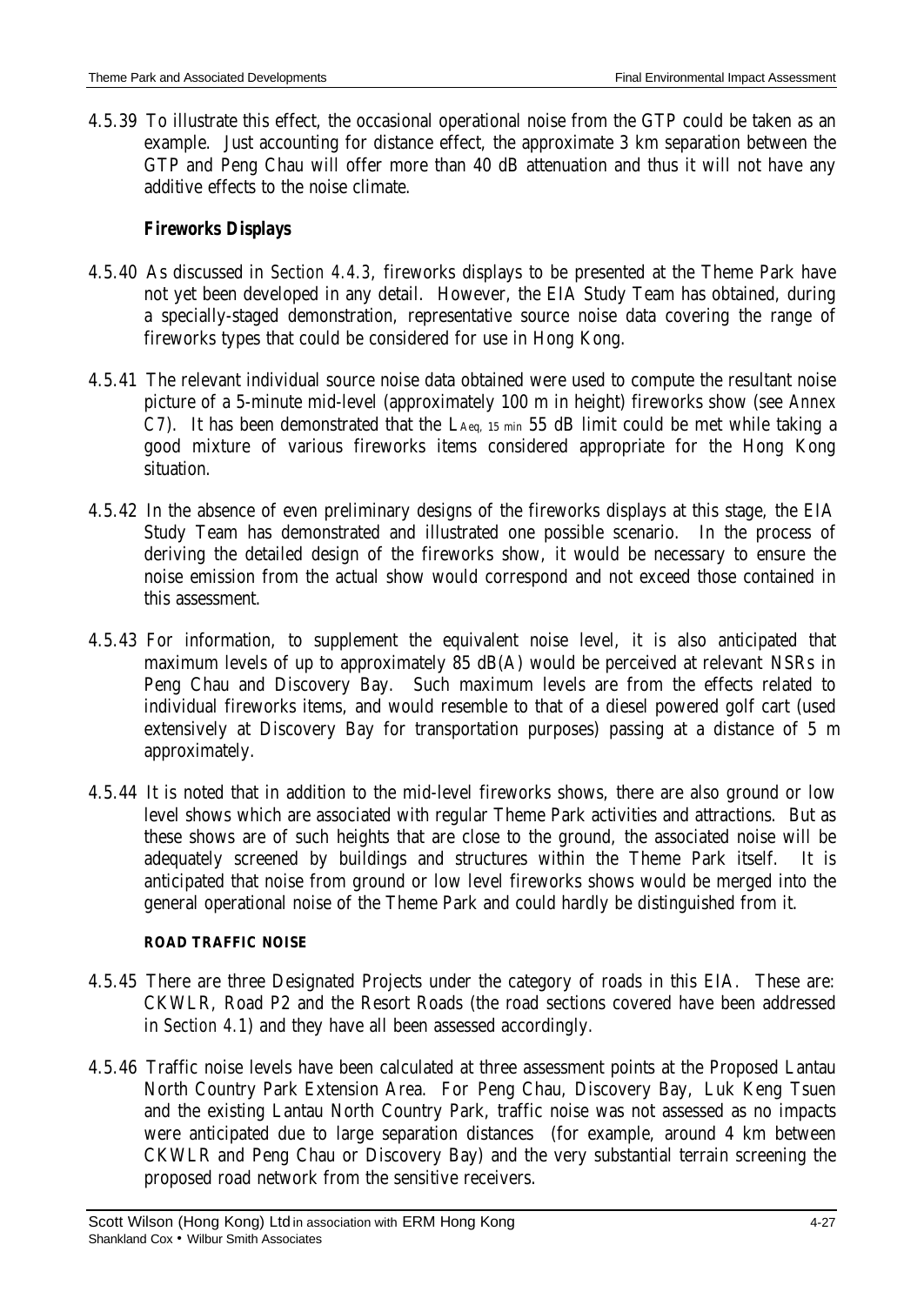4.5.39 To illustrate this effect, the occasional operational noise from the GTP could be taken as an example. Just accounting for distance effect, the approximate 3 km separation between the GTP and Peng Chau will offer more than 40 dB attenuation and thus it will not have any additive effects to the noise climate.

### *Fireworks Displays*

4.5.40 As discussed in *Section 4.4.3*, fireworks displays to be presented at the Theme Park have not yet been developed in any detail. However, the EIA Study Team has obtained, during a specially-staged demonstration, representative source noise data covering the range of fireworks types that could be considered for use in Hong Kong.

4.5.41 The relevant individual source noise data obtained were used to compute the resultant noise picture of a 5-minute mid-level (approximately 100 m in height) fireworks show (see *Annex C7*). It has been demonstrated that the $L_{Aeq,\ 15\ min}$ 55 dB limit could be met while taking a good mixture of various fireworks items considered appropriate for the Hong Kong situation.

4.5.42 In the absence of even preliminary designs of the fireworks displays at this stage, the EIA Study Team has demonstrated and illustrated one possible scenario. In the process of deriving the detailed design of the fireworks show, it would be necessary to ensure the noise emission from the actual show would correspond and not exceed those contained in this assessment.

4.5.43 For information, to supplement the equivalent noise level, it is also anticipated that maximum levels of up to approximately 85 dB(A) would be perceived at relevant NSRs in Peng Chau and Discovery Bay. Such maximum levels are from the effects related to individual fireworks items, and would resemble to that of a diesel powered golf cart (used extensively at Discovery Bay for transportation purposes) passing at a distance of 5 m approximately.

4.5.44 It is noted that in addition to the mid-level fireworks shows, there are also ground or low level shows which are associated with regular Theme Park activities and attractions. But as these shows are of such heights that are close to the ground, the associated noise will be adequately screened by buildings and structures within the Theme Park itself. It is anticipated that noise from ground or low level fireworks shows would be merged into the general operational noise of the Theme Park and could hardly be distinguished from it.

### ROAD TRAFFIC NOISE

4.5.45 There are three Designated Projects under the category of roads in this EIA. These are: CKWLR, Road P2 and the Resort Roads (the road sections covered have been addressed in *Section 4.1*) and they have all been assessed accordingly.

4.5.46 Traffic noise levels have been calculated at three assessment points at the Proposed Lantau North Country Park Extension Area. For Peng Chau, Discovery Bay, Luk Keng Tsuen and the existing Lantau North Country Park, traffic noise was not assessed as no impacts were anticipated due to large separation distances (for example, around 4 km between CKWLR and Peng Chau or Discovery Bay) and the very substantial terrain screening the proposed road network from the sensitive receivers.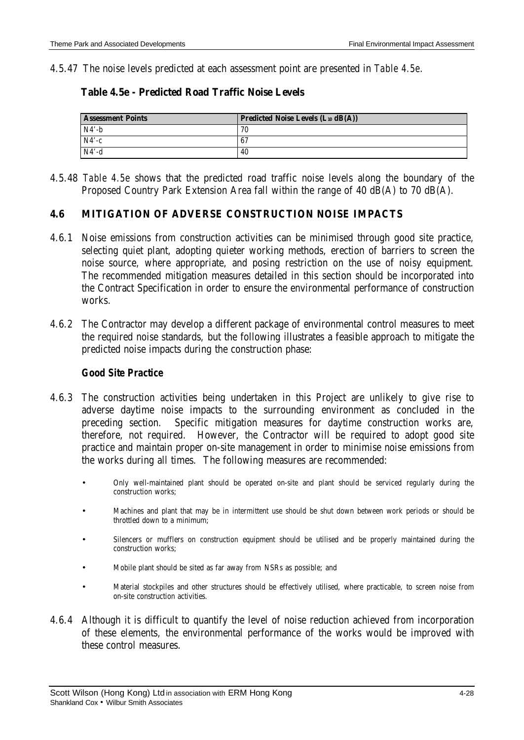4.5.47 The noise levels predicted at each assessment point are presented in *Table 4.5e*.

**Table 4.5e - Predicted Road Traffic Noise Levels**

| Assessment Points | Predicted Noise Levels ($L_{10}$ dB(A)) |
|---|---|
| N4'-b | 70 |
| N4'-c | 67 |
| N4'-d | 40 |

4.5.48 *Table 4.5e* shows that the predicted road traffic noise levels along the boundary of the Proposed Country Park Extension Area fall within the range of 40 dB(A) to 70 dB(A).

## 4.6 MITIGATION OF ADVERSE CONSTRUCTION NOISE IMPACTS

4.6.1 Noise emissions from construction activities can be minimised through good site practice, selecting quiet plant, adopting quieter working methods, erection of barriers to screen the noise source, where appropriate, and posing restriction on the use of noisy equipment. The recommended mitigation measures detailed in this section should be incorporated into the Contract Specification in order to ensure the environmental performance of construction works.

4.6.2 The Contractor may develop a different package of environmental control measures to meet the required noise standards, but the following illustrates a feasible approach to mitigate the predicted noise impacts during the construction phase:

### Good Site Practice

4.6.3 The construction activities being undertaken in this Project are unlikely to give rise to adverse daytime noise impacts to the surrounding environment as concluded in the preceding section. Specific mitigation measures for daytime construction works are, therefore, not required. However, the Contractor will be required to adopt good site practice and maintain proper on-site management in order to minimise noise emissions from the works during all times. The following measures are recommended:

- Only well-maintained plant should be operated on-site and plant should be serviced regularly during the construction works;
- Machines and plant that may be in intermittent use should be shut down between work periods or should be throttled down to a minimum;
- Silencers or mufflers on construction equipment should be utilised and be properly maintained during the construction works;
- Mobile plant should be sited as far away from NSRs as possible; and
- Material stockpiles and other structures should be effectively utilised, where practicable, to screen noise from on-site construction activities.

4.6.4 Although it is difficult to quantify the level of noise reduction achieved from incorporation of these elements, the environmental performance of the works would be improved with these control measures.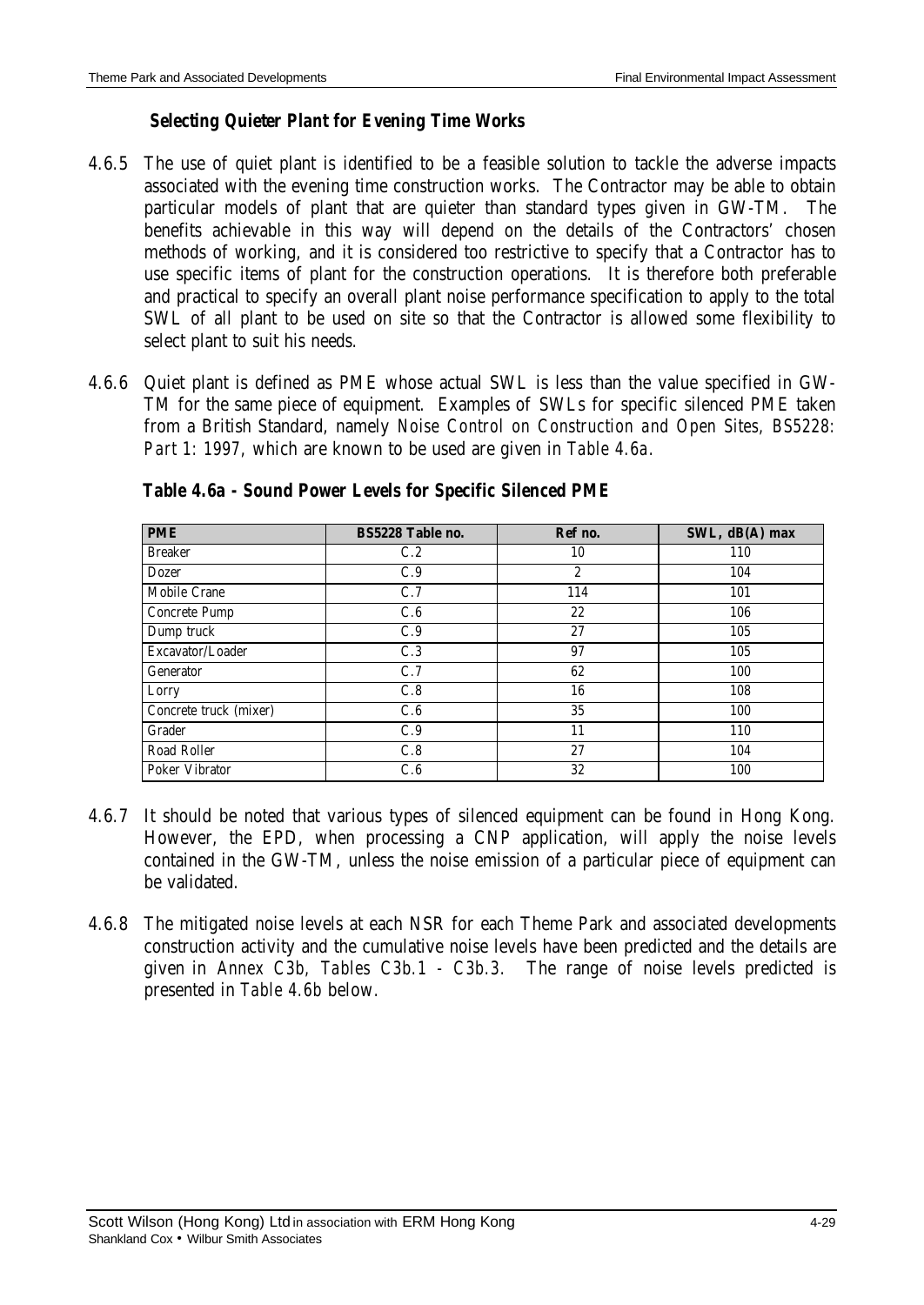### Selecting Quieter Plant for Evening Time Works

4.6.5 The use of quiet plant is identified to be a feasible solution to tackle the adverse impacts associated with the evening time construction works. The Contractor may be able to obtain particular models of plant that are quieter than standard types given in GW-TM. The benefits achievable in this way will depend on the details of the Contractors' chosen methods of working, and it is considered too restrictive to specify that a Contractor has to use specific items of plant for the construction operations. It is therefore both preferable and practical to specify an overall plant noise performance specification to apply to the total SWL of all plant to be used on site so that the Contractor is allowed some flexibility to select plant to suit his needs.

4.6.6 Quiet plant is defined as PME whose actual SWL is less than the value specified in GW-TM for the same piece of equipment. Examples of SWLs for specific silenced PME taken from a British Standard, namely *Noise Control on Construction and Open Sites, BS5228: Part 1: 1997*, which are known to be used are given in *Table 4.6a*.

**Table 4.6a - Sound Power Levels for Specific Silenced PME**

| PME | BS5228 Table no. | Ref no. | SWL, dB(A) max |
|---|---|---|---|
| Breaker | C.2 | 10 | 110 |
| Dozer | C.9 | 2 | 104 |
| Mobile Crane | C.7 | 114 | 101 |
| Concrete Pump | C.6 | 22 | 106 |
| Dump truck | C.9 | 27 | 105 |
| Excavator/Loader | C.3 | 97 | 105 |
| Generator | C.7 | 62 | 100 |
| Lorry | C.8 | 16 | 108 |
| Concrete truck (mixer) | C.6 | 35 | 100 |
| Grader | C.9 | 11 | 110 |
| Road Roller | C.8 | 27 | 104 |
| Poker Vibrator | C.6 | 32 | 100 |

4.6.7 It should be noted that various types of silenced equipment can be found in Hong Kong. However, the EPD, when processing a CNP application, will apply the noise levels contained in the GW-TM, unless the noise emission of a particular piece of equipment can be validated.

4.6.8 The mitigated noise levels at each NSR for each Theme Park and associated developments construction activity and the cumulative noise levels have been predicted and the details are given in *Annex C3b, Tables C3b.1 - C3b.3*. The range of noise levels predicted is presented in *Table 4.6b* below.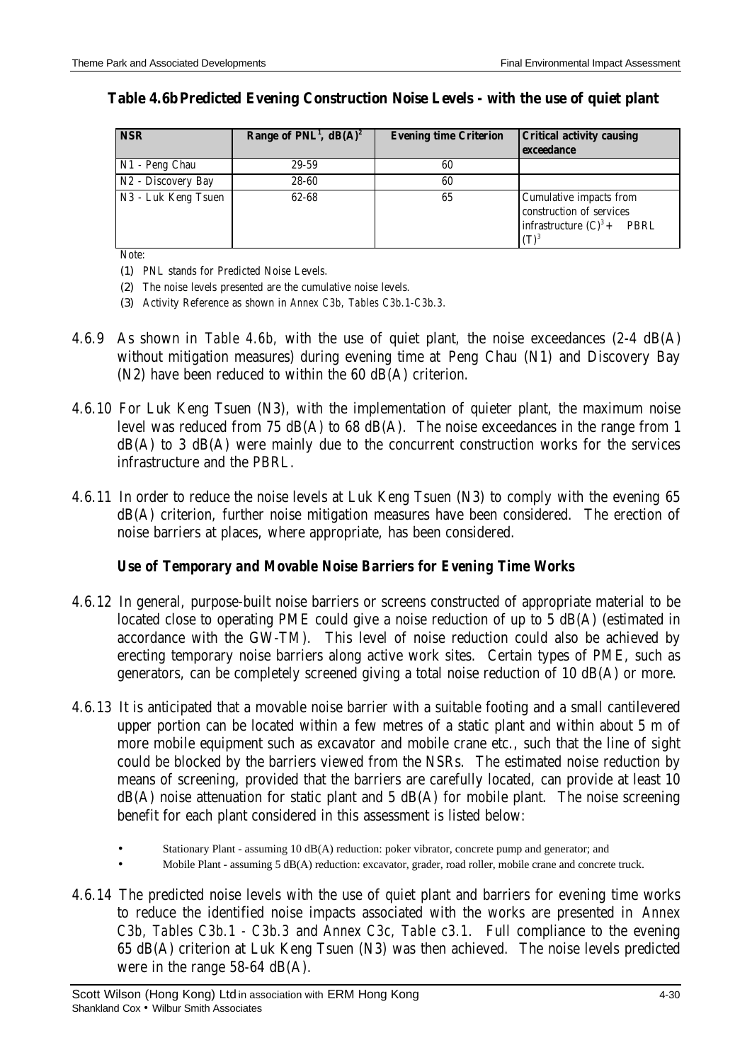**Table 4.6b Predicted Evening Construction Noise Levels - with the use of quiet plant**

| NSR | Range of PNL[1], dB(A)[2] | Evening time Criterion | Critical activity causing exceedance |
|---|---|---|---|
| N1 - Peng Chau | 29-59 | 60 | |
| N2 - Discovery Bay | 28-60 | 60 | |
| N3 - Luk Keng Tsuen | 62-68 | 65 | Cumulative impacts from construction of services infrastructure (C)[3] + PBRL (T)[3] |

Note:

(1) PNL stands for Predicted Noise Levels.

(2) The noise levels presented are the cumulative noise levels.

(3) Activity Reference as shown in *Annex C3b, Tables C3b.1-C3b.3.*

4.6.9 As shown in *Table 4.6b,* with the use of quiet plant, the noise exceedances (2-4 dB(A) without mitigation measures) during evening time at Peng Chau (N1) and Discovery Bay (N2) have been reduced to within the 60 dB(A) criterion.

4.6.10 For Luk Keng Tsuen (N3), with the implementation of quieter plant, the maximum noise level was reduced from 75 dB(A) to 68 dB(A). The noise exceedances in the range from 1 dB(A) to 3 dB(A) were mainly due to the concurrent construction works for the services infrastructure and the PBRL.

4.6.11 In order to reduce the noise levels at Luk Keng Tsuen (N3) to comply with the evening 65 dB(A) criterion, further noise mitigation measures have been considered. The erection of noise barriers at places, where appropriate, has been considered.

### *Use of Temporary and Movable Noise Barriers for Evening Time Works*

4.6.12 In general, purpose-built noise barriers or screens constructed of appropriate material to be located close to operating PME could give a noise reduction of up to 5 dB(A) (estimated in accordance with the GW-TM). This level of noise reduction could also be achieved by erecting temporary noise barriers along active work sites. Certain types of PME, such as generators, can be completely screened giving a total noise reduction of 10 dB(A) or more.

4.6.13 It is anticipated that a movable noise barrier with a suitable footing and a small cantilevered upper portion can be located within a few metres of a static plant and within about 5 m of more mobile equipment such as excavator and mobile crane etc., such that the line of sight could be blocked by the barriers viewed from the NSRs. The estimated noise reduction by means of screening, provided that the barriers are carefully located, can provide at least 10 dB(A) noise attenuation for static plant and 5 dB(A) for mobile plant. The noise screening benefit for each plant considered in this assessment is listed below:

- Stationary Plant - assuming 10 dB(A) reduction: poker vibrator, concrete pump and generator; and
- Mobile Plant - assuming 5 dB(A) reduction: excavator, grader, road roller, mobile crane and concrete truck.

4.6.14 The predicted noise levels with the use of quiet plant and barriers for evening time works to reduce the identified noise impacts associated with the works are presented in *Annex C3b, Tables C3b.1 - C3b.3* and *Annex C3c, Table c3.1*. Full compliance to the evening 65 dB(A) criterion at Luk Keng Tsuen (N3) was then achieved. The noise levels predicted were in the range 58-64 dB(A).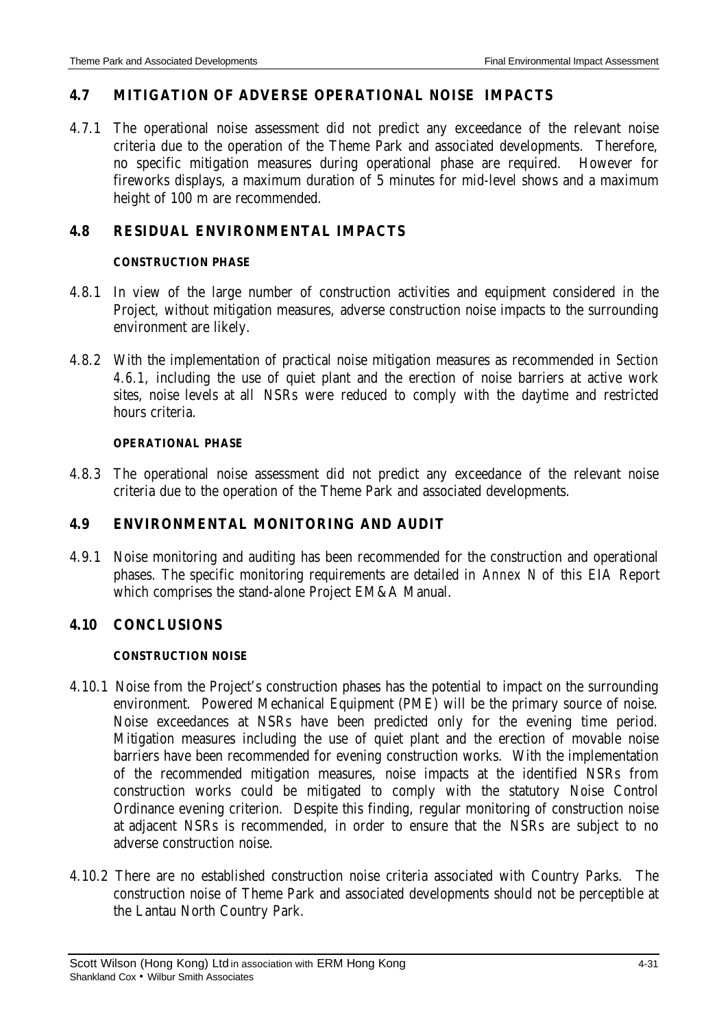## 4.7 MITIGATION OF ADVERSE OPERATIONAL NOISE IMPACTS

4.7.1 The operational noise assessment did not predict any exceedance of the relevant noise criteria due to the operation of the Theme Park and associated developments. Therefore, no specific mitigation measures during operational phase are required. However for fireworks displays, a maximum duration of 5 minutes for mid-level shows and a maximum height of 100 m are recommended.

## 4.8 RESIDUAL ENVIRONMENTAL IMPACTS

### CONSTRUCTION PHASE

4.8.1 In view of the large number of construction activities and equipment considered in the Project, without mitigation measures, adverse construction noise impacts to the surrounding environment are likely.

4.8.2 With the implementation of practical noise mitigation measures as recommended in *Section 4.6.1*, including the use of quiet plant and the erection of noise barriers at active work sites, noise levels at all NSRs were reduced to comply with the daytime and restricted hours criteria.

### OPERATIONAL PHASE

4.8.3 The operational noise assessment did not predict any exceedance of the relevant noise criteria due to the operation of the Theme Park and associated developments.

## 4.9 ENVIRONMENTAL MONITORING AND AUDIT

4.9.1 Noise monitoring and auditing has been recommended for the construction and operational phases. The specific monitoring requirements are detailed in *Annex N* of this EIA Report which comprises the stand-alone Project EM&A Manual.

## 4.10 CONCLUSIONS

### CONSTRUCTION NOISE

4.10.1 Noise from the Project's construction phases has the potential to impact on the surrounding environment. Powered Mechanical Equipment (PME) will be the primary source of noise. Noise exceedances at NSRs have been predicted only for the evening time period. Mitigation measures including the use of quiet plant and the erection of movable noise barriers have been recommended for evening construction works. With the implementation of the recommended mitigation measures, noise impacts at the identified NSRs from construction works could be mitigated to comply with the statutory Noise Control Ordinance evening criterion. Despite this finding, regular monitoring of construction noise at adjacent NSRs is recommended, in order to ensure that the NSRs are subject to no adverse construction noise.

4.10.2 There are no established construction noise criteria associated with Country Parks. The construction noise of Theme Park and associated developments should not be perceptible at the Lantau North Country Park.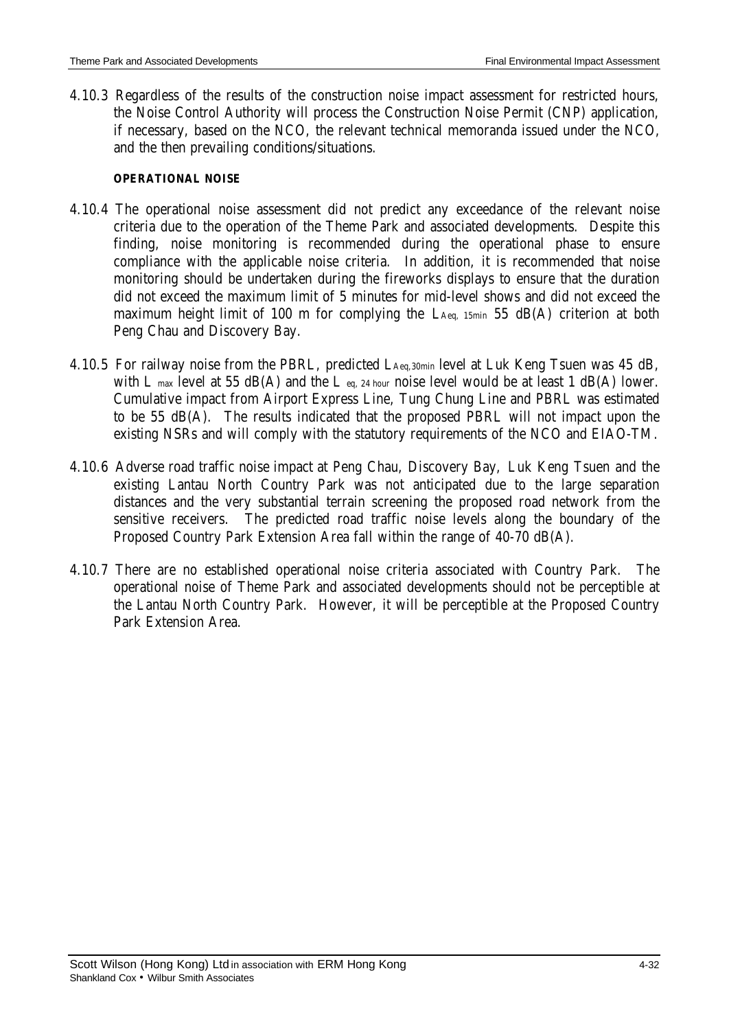4.10.3 Regardless of the results of the construction noise impact assessment for restricted hours, the Noise Control Authority will process the Construction Noise Permit (CNP) application, if necessary, based on the NCO, the relevant technical memoranda issued under the NCO, and the then prevailing conditions/situations.

**OPERATIONAL NOISE**

4.10.4 The operational noise assessment did not predict any exceedance of the relevant noise criteria due to the operation of the Theme Park and associated developments. Despite this finding, noise monitoring is recommended during the operational phase to ensure compliance with the applicable noise criteria. In addition, it is recommended that noise monitoring should be undertaken during the fireworks displays to ensure that the duration did not exceed the maximum limit of 5 minutes for mid-level shows and did not exceed the maximum height limit of 100 m for complying the $L_{Aeq, 15min}$ 55 dB(A) criterion at both Peng Chau and Discovery Bay.

4.10.5 For railway noise from the PBRL, predicted $L_{Aeq,30min}$ level at Luk Keng Tsuen was 45 dB, with $L_{max}$ level at 55 dB(A) and the $L_{eq, 24 hour}$ noise level would be at least 1 dB(A) lower. Cumulative impact from Airport Express Line, Tung Chung Line and PBRL was estimated to be 55 dB(A). The results indicated that the proposed PBRL will not impact upon the existing NSRs and will comply with the statutory requirements of the NCO and EIAO-TM.

4.10.6 Adverse road traffic noise impact at Peng Chau, Discovery Bay, Luk Keng Tsuen and the existing Lantau North Country Park was not anticipated due to the large separation distances and the very substantial terrain screening the proposed road network from the sensitive receivers. The predicted road traffic noise levels along the boundary of the Proposed Country Park Extension Area fall within the range of 40-70 dB(A).

4.10.7 There are no established operational noise criteria associated with Country Park. The operational noise of Theme Park and associated developments should not be perceptible at the Lantau North Country Park. However, it will be perceptible at the Proposed Country Park Extension Area.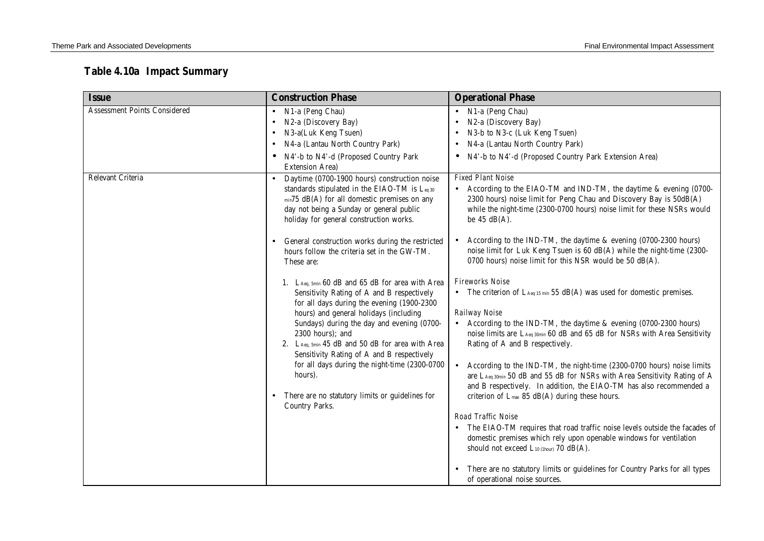## Table 4.10a Impact Summary

| Issue | Construction Phase | Operational Phase |
|---|---|---|
| Assessment Points Considered | • N1-a (Peng Chau)<br>• N2-a (Discovery Bay)<br>• N3-a(Luk Keng Tsuen)<br>• N4-a (Lantau North Country Park)<br>• N4'-b to N4'-d (Proposed Country Park Extension Area) | • N1-a (Peng Chau)<br>• N2-a (Discovery Bay)<br>• N3-b to N3-c (Luk Keng Tsuen)<br>• N4-a (Lantau North Country Park)<br>• N4'-b to N4'-d (Proposed Country Park Extension Area) |
| Relevant Criteria | • Daytime (0700-1900 hours) construction noise standards stipulated in the EIAO-TM is $L_{eq\,30\,min}$75 dB(A) for all domestic premises on any day not being a Sunday or general public holiday for general construction works.<br><br>• General construction works during the restricted hours follow the criteria set in the GW-TM. These are:<br><br>1. $L_{Aeq,\,5min}$ 60 dB and 65 dB for area with Area Sensitivity Rating of A and B respectively for all days during the evening (1900-2300 hours) and general holidays (including Sundays) during the day and evening (0700-2300 hours); and<br>2. $L_{Aeq,\,5min}$ 45 dB and 50 dB for area with Area Sensitivity Rating of A and B respectively for all days during the night-time (2300-0700 hours).<br><br>• There are no statutory limits or guidelines for Country Parks. | *Fixed Plant Noise*<br>• According to the EIAO-TM and IND-TM, the daytime & evening (0700-2300 hours) noise limit for Peng Chau and Discovery Bay is 50dB(A) while the night-time (2300-0700 hours) noise limit for these NSRs would be 45 dB(A).<br><br>• According to the IND-TM, the daytime & evening (0700-2300 hours) noise limit for Luk Keng Tsuen is 60 dB(A) while the night-time (2300-0700 hours) noise limit for this NSR would be 50 dB(A).<br><br>*Fireworks Noise*<br>• The criterion of $L_{Aeq\,15\,min}$ 55 dB(A) was used for domestic premises.<br><br>*Railway Noise*<br>• According to the IND-TM, the daytime & evening (0700-2300 hours) noise limits are $L_{Aeq\,30min}$ 60 dB and 65 dB for NSRs with Area Sensitivity Rating of A and B respectively.<br><br>• According to the IND-TM, the night-time (2300-0700 hours) noise limits are $L_{Aeq\,30min}$ 50 dB and 55 dB for NSRs with Area Sensitivity Rating of A and B respectively. In addition, the EIAO-TM has also recommended a criterion of $L_{max}$ 85 dB(A) during these hours.<br><br>*Road Traffic Noise*<br>• The EIAO-TM requires that road traffic noise levels outside the facades of domestic premises which rely upon openable windows for ventilation should not exceed $L_{10\,(1hour)}$ 70 dB(A).<br><br>• There are no statutory limits or guidelines for Country Parks for all types of operational noise sources. |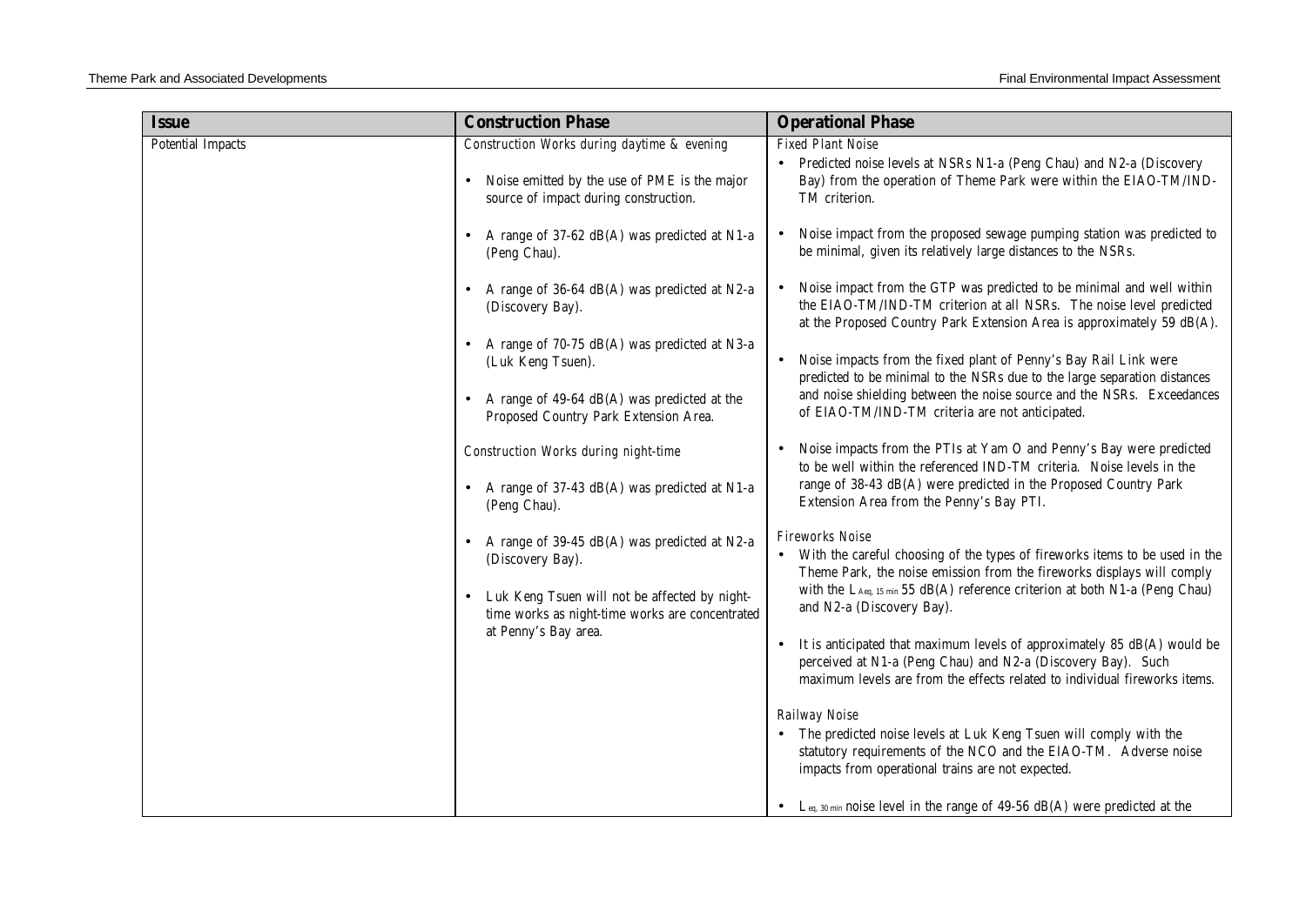| Issue | Construction Phase | Operational Phase |
|---|---|---|
| Potential Impacts | *Construction Works during daytime & evening*<br><br>• Noise emitted by the use of PME is the major source of impact during construction.<br><br>• A range of 37-62 dB(A) was predicted at N1-a (Peng Chau).<br><br>• A range of 36-64 dB(A) was predicted at N2-a (Discovery Bay).<br><br>• A range of 70-75 dB(A) was predicted at N3-a (Luk Keng Tsuen).<br><br>• A range of 49-64 dB(A) was predicted at the Proposed Country Park Extension Area.<br><br>*Construction Works during night-time*<br><br>• A range of 37-43 dB(A) was predicted at N1-a (Peng Chau).<br><br>• A range of 39-45 dB(A) was predicted at N2-a (Discovery Bay).<br><br>• Luk Keng Tsuen will not be affected by night-time works as night-time works are concentrated at Penny's Bay area. | *Fixed Plant Noise*<br>• Predicted noise levels at NSRs N1-a (Peng Chau) and N2-a (Discovery Bay) from the operation of Theme Park were within the EIAO-TM/IND-TM criterion.<br><br>• Noise impact from the proposed sewage pumping station was predicted to be minimal, given its relatively large distances to the NSRs.<br><br>• Noise impact from the GTP was predicted to be minimal and well within the EIAO-TM/IND-TM criterion at all NSRs. The noise level predicted at the Proposed Country Park Extension Area is approximately 59 dB(A).<br><br>• Noise impacts from the fixed plant of Penny's Bay Rail Link were predicted to be minimal to the NSRs due to the large separation distances and noise shielding between the noise source and the NSRs. Exceedances of EIAO-TM/IND-TM criteria are not anticipated.<br><br>• Noise impacts from the PTIs at Yam O and Penny's Bay were predicted to be well within the referenced IND-TM criteria. Noise levels in the range of 38-43 dB(A) were predicted in the Proposed Country Park Extension Area from the Penny's Bay PTI.<br><br>*Fireworks Noise*<br>• With the careful choosing of the types of fireworks items to be used in the Theme Park, the noise emission from the fireworks displays will comply with the $L_{Aeq,\,15\,min}$ 55 dB(A) reference criterion at both N1-a (Peng Chau) and N2-a (Discovery Bay).<br><br>• It is anticipated that maximum levels of approximately 85 dB(A) would be perceived at N1-a (Peng Chau) and N2-a (Discovery Bay). Such maximum levels are from the effects related to individual fireworks items.<br><br>*Railway Noise*<br>• The predicted noise levels at Luk Keng Tsuen will comply with the statutory requirements of the NCO and the EIAO-TM. Adverse noise impacts from operational trains are not expected.<br><br>• $L_{eq,\,30\,min}$ noise level in the range of 49-56 dB(A) were predicted at the |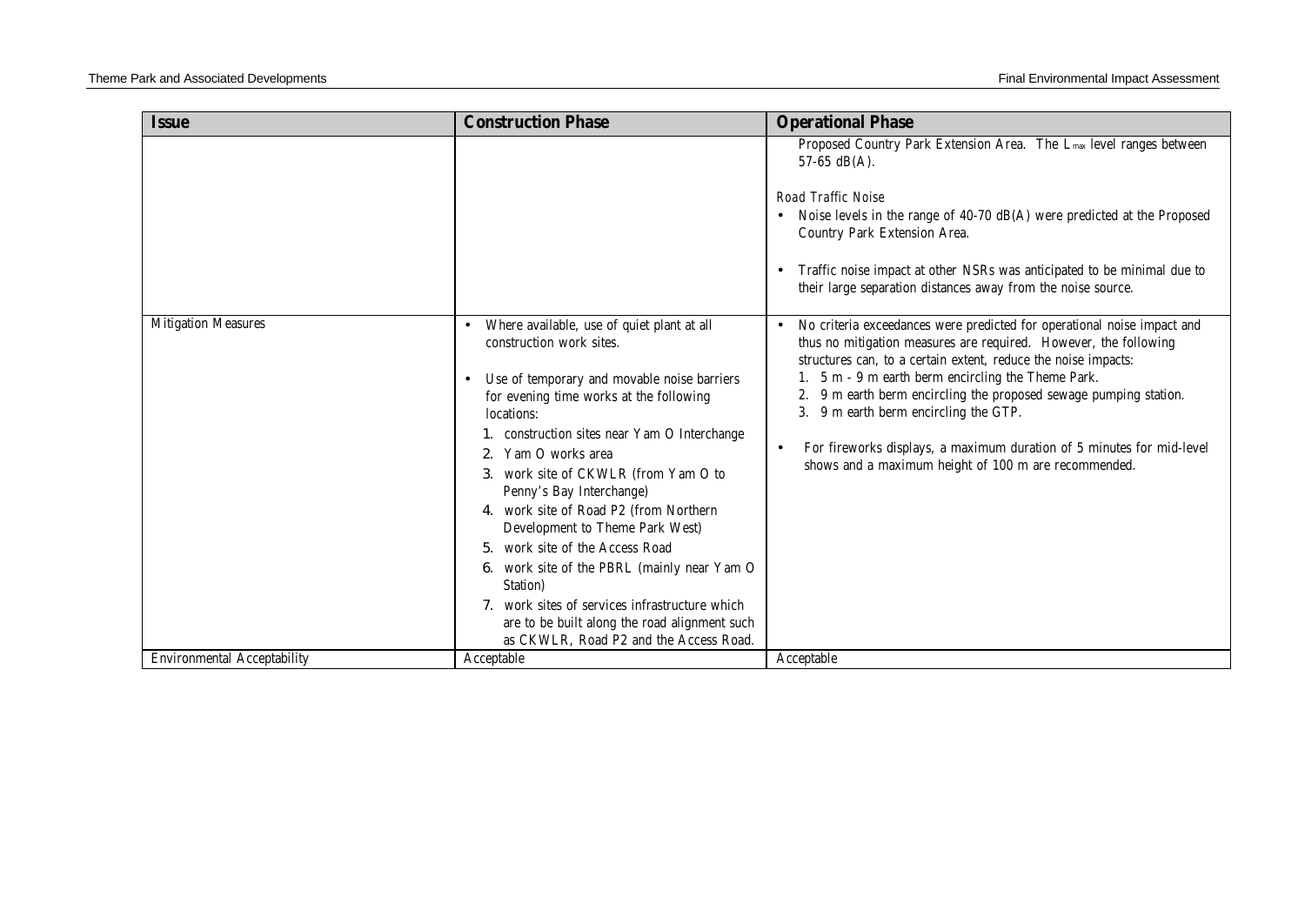| Issue | Construction Phase | Operational Phase |
|---|---|---|
| | | Proposed Country Park Extension Area. The $L_{max}$ level ranges between 57-65 dB(A).<br><br>*Road Traffic Noise*<br>• Noise levels in the range of 40-70 dB(A) were predicted at the Proposed Country Park Extension Area.<br><br>• Traffic noise impact at other NSRs was anticipated to be minimal due to their large separation distances away from the noise source. |
| Mitigation Measures | • Where available, use of quiet plant at all construction work sites.<br><br>• Use of temporary and movable noise barriers for evening time works at the following locations:<br>1. construction sites near Yam O Interchange<br>2. Yam O works area<br>3. work site of CKWLR (from Yam O to Penny's Bay Interchange)<br>4. work site of Road P2 (from Northern Development to Theme Park West)<br>5. work site of the Access Road<br>6. work site of the PBRL (mainly near Yam O Station)<br>7. work sites of services infrastructure which are to be built along the road alignment such as CKWLR, Road P2 and the Access Road. | • No criteria exceedances were predicted for operational noise impact and thus no mitigation measures are required. However, the following structures can, to a certain extent, reduce the noise impacts:<br>1. 5 m - 9 m earth berm encircling the Theme Park.<br>2. 9 m earth berm encircling the proposed sewage pumping station.<br>3. 9 m earth berm encircling the GTP.<br><br>• For fireworks displays, a maximum duration of 5 minutes for mid-level shows and a maximum height of 100 m are recommended. |
| Environmental Acceptability | Acceptable | Acceptable |